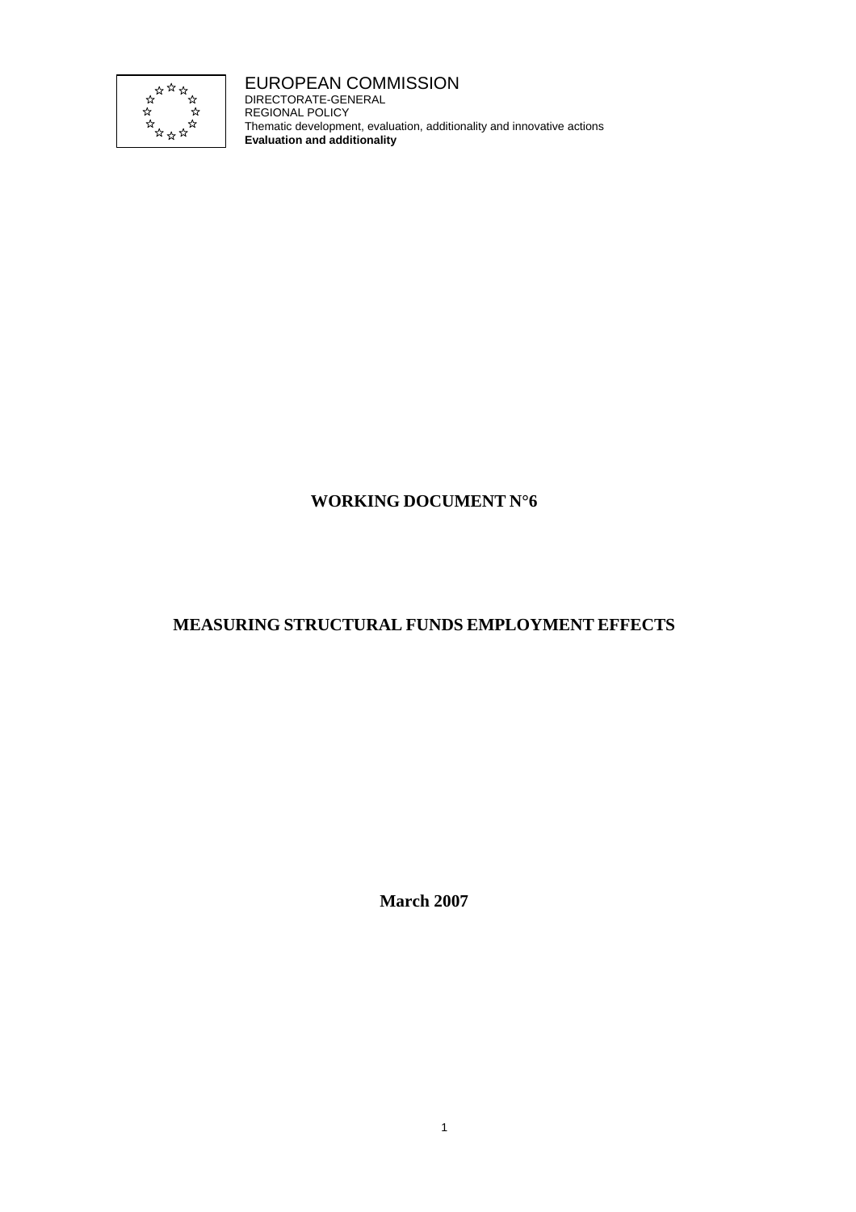EUROPEAN COMMISSION
DIRECTORATE-GENERAL
REGIONAL POLICY
Thematic development, evaluation, additionality and innovative actions
**Evaluation and additionality**

# WORKING DOCUMENT N°6

# MEASURING STRUCTURAL FUNDS EMPLOYMENT EFFECTS

**March 2007**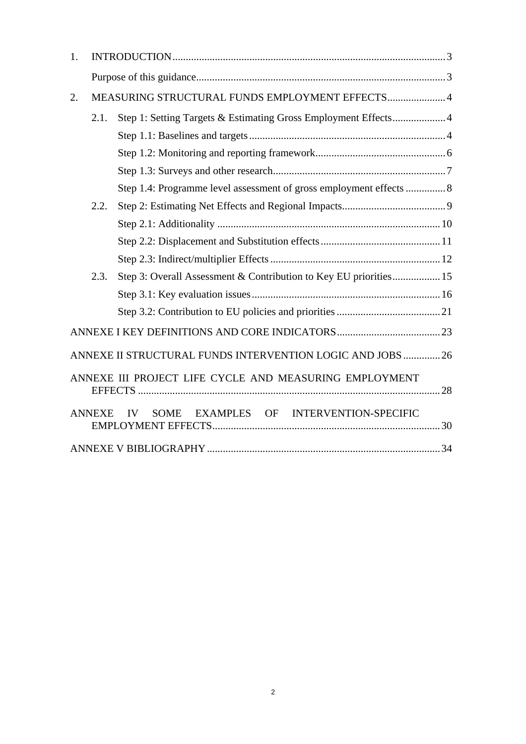1. INTRODUCTION ..... 3

   Purpose of this guidance ..... 3

2. MEASURING STRUCTURAL FUNDS EMPLOYMENT EFFECTS ..... 4

   2.1. Step 1: Setting Targets & Estimating Gross Employment Effects ..... 4

   - Step 1.1: Baselines and targets ..... 4
   - Step 1.2: Monitoring and reporting framework ..... 6
   - Step 1.3: Surveys and other research ..... 7
   - Step 1.4: Programme level assessment of gross employment effects ..... 8

   2.2. Step 2: Estimating Net Effects and Regional Impacts ..... 9

   - Step 2.1: Additionality ..... 10
   - Step 2.2: Displacement and Substitution effects ..... 11
   - Step 2.3: Indirect/multiplier Effects ..... 12

   2.3. Step 3: Overall Assessment & Contribution to Key EU priorities ..... 15

   - Step 3.1: Key evaluation issues ..... 16
   - Step 3.2: Contribution to EU policies and priorities ..... 21

ANNEXE I KEY DEFINITIONS AND CORE INDICATORS ..... 23

ANNEXE II STRUCTURAL FUNDS INTERVENTION LOGIC AND JOBS ..... 26

ANNEXE III PROJECT LIFE CYCLE AND MEASURING EMPLOYMENT EFFECTS ..... 28

ANNEXE IV SOME EXAMPLES OF INTERVENTION-SPECIFIC EMPLOYMENT EFFECTS ..... 30

ANNEXE V BIBLIOGRAPHY ..... 34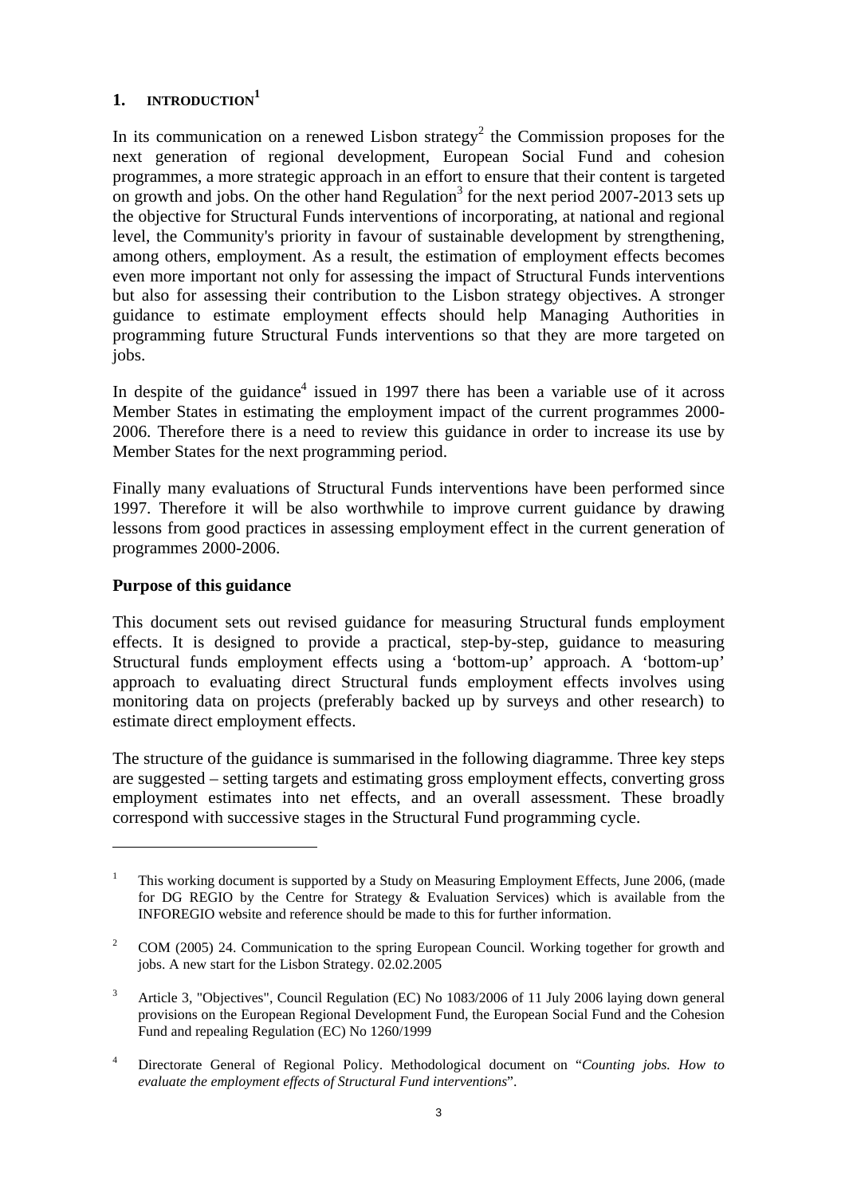# 1. INTRODUCTION[1]

In its communication on a renewed Lisbon strategy[2] the Commission proposes for the next generation of regional development, European Social Fund and cohesion programmes, a more strategic approach in an effort to ensure that their content is targeted on growth and jobs. On the other hand Regulation[3] for the next period 2007-2013 sets up the objective for Structural Funds interventions of incorporating, at national and regional level, the Community's priority in favour of sustainable development by strengthening, among others, employment. As a result, the estimation of employment effects becomes even more important not only for assessing the impact of Structural Funds interventions but also for assessing their contribution to the Lisbon strategy objectives. A stronger guidance to estimate employment effects should help Managing Authorities in programming future Structural Funds interventions so that they are more targeted on jobs.

In despite of the guidance[4] issued in 1997 there has been a variable use of it across Member States in estimating the employment impact of the current programmes 2000-2006. Therefore there is a need to review this guidance in order to increase its use by Member States for the next programming period.

Finally many evaluations of Structural Funds interventions have been performed since 1997. Therefore it will be also worthwhile to improve current guidance by drawing lessons from good practices in assessing employment effect in the current generation of programmes 2000-2006.

**Purpose of this guidance**

This document sets out revised guidance for measuring Structural funds employment effects. It is designed to provide a practical, step-by-step, guidance to measuring Structural funds employment effects using a 'bottom-up' approach. A 'bottom-up' approach to evaluating direct Structural funds employment effects involves using monitoring data on projects (preferably backed up by surveys and other research) to estimate direct employment effects.

The structure of the guidance is summarised in the following diagramme. Three key steps are suggested – setting targets and estimating gross employment effects, converting gross employment estimates into net effects, and an overall assessment. These broadly correspond with successive stages in the Structural Fund programming cycle.

---

[1] This working document is supported by a Study on Measuring Employment Effects, June 2006, (made for DG REGIO by the Centre for Strategy & Evaluation Services) which is available from the INFOREGIO website and reference should be made to this for further information.

[2] COM (2005) 24. Communication to the spring European Council. Working together for growth and jobs. A new start for the Lisbon Strategy. 02.02.2005

[3] Article 3, "Objectives", Council Regulation (EC) No 1083/2006 of 11 July 2006 laying down general provisions on the European Regional Development Fund, the European Social Fund and the Cohesion Fund and repealing Regulation (EC) No 1260/1999

[4] Directorate General of Regional Policy. Methodological document on "*Counting jobs. How to evaluate the employment effects of Structural Fund interventions*".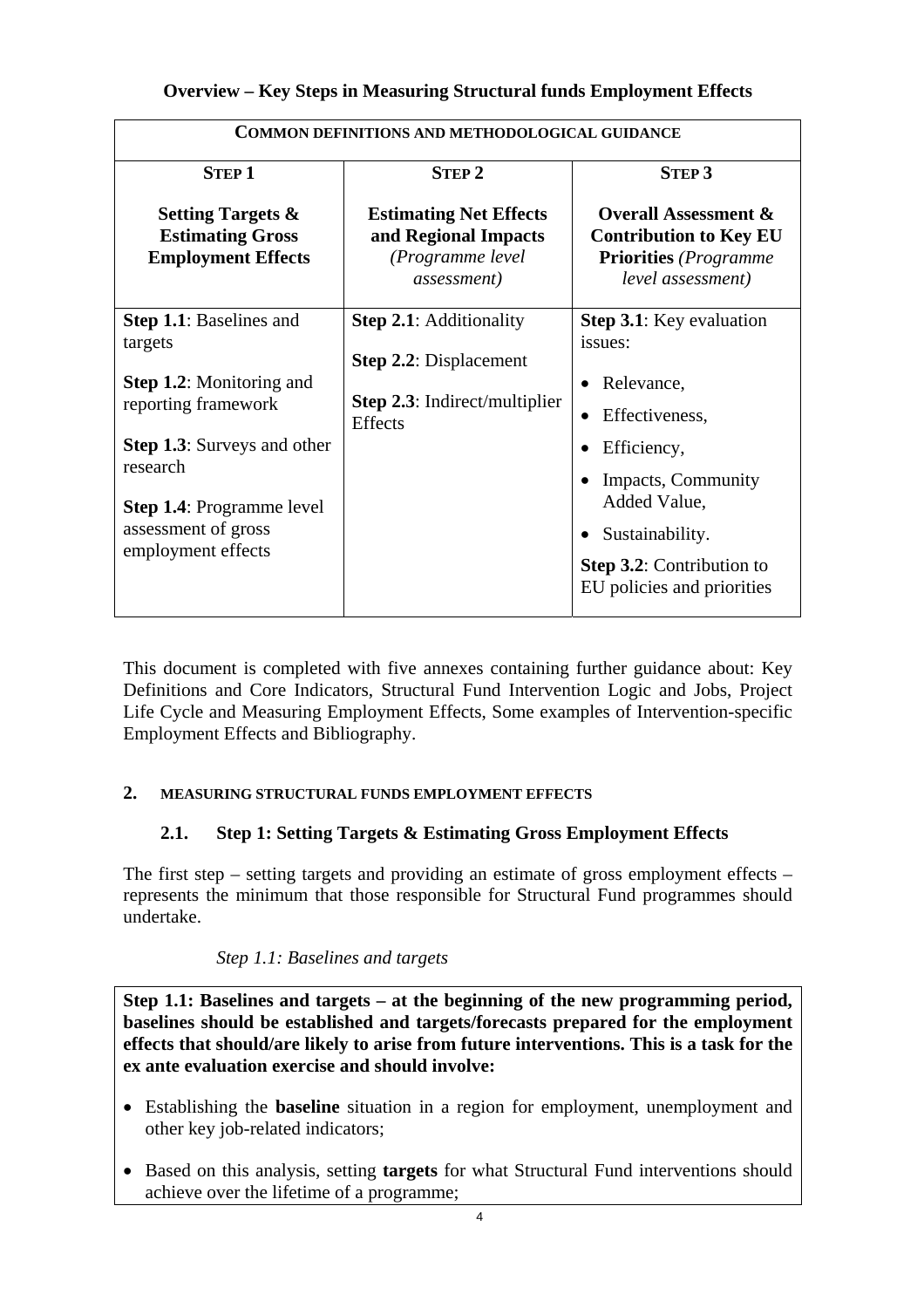**Overview – Key Steps in Measuring Structural funds Employment Effects**

| COMMON DEFINITIONS AND METHODOLOGICAL GUIDANCE | | |
|---|---|---|
| **STEP 1**<br><br>**Setting Targets & Estimating Gross Employment Effects** | **STEP 2**<br><br>**Estimating Net Effects and Regional Impacts** *(Programme level assessment)* | **STEP 3**<br><br>**Overall Assessment & Contribution to Key EU Priorities** *(Programme level assessment)* |
| **Step 1.1**: Baselines and targets<br><br>**Step 1.2**: Monitoring and reporting framework<br><br>**Step 1.3**: Surveys and other research<br><br>**Step 1.4**: Programme level assessment of gross employment effects | **Step 2.1**: Additionality<br><br>**Step 2.2**: Displacement<br><br>**Step 2.3**: Indirect/multiplier Effects | **Step 3.1**: Key evaluation issues:<br>• Relevance,<br>• Effectiveness,<br>• Efficiency,<br>• Impacts, Community Added Value,<br>• Sustainability.<br><br>**Step 3.2**: Contribution to EU policies and priorities |

This document is completed with five annexes containing further guidance about: Key Definitions and Core Indicators, Structural Fund Intervention Logic and Jobs, Project Life Cycle and Measuring Employment Effects, Some examples of Intervention-specific Employment Effects and Bibliography.

## 2. MEASURING STRUCTURAL FUNDS EMPLOYMENT EFFECTS

### 2.1. Step 1: Setting Targets & Estimating Gross Employment Effects

The first step – setting targets and providing an estimate of gross employment effects – represents the minimum that those responsible for Structural Fund programmes should undertake.

*Step 1.1: Baselines and targets*

**Step 1.1: Baselines and targets – at the beginning of the new programming period, baselines should be established and targets/forecasts prepared for the employment effects that should/are likely to arise from future interventions. This is a task for the ex ante evaluation exercise and should involve:**

- Establishing the **baseline** situation in a region for employment, unemployment and other key job-related indicators;
- Based on this analysis, setting **targets** for what Structural Fund interventions should achieve over the lifetime of a programme;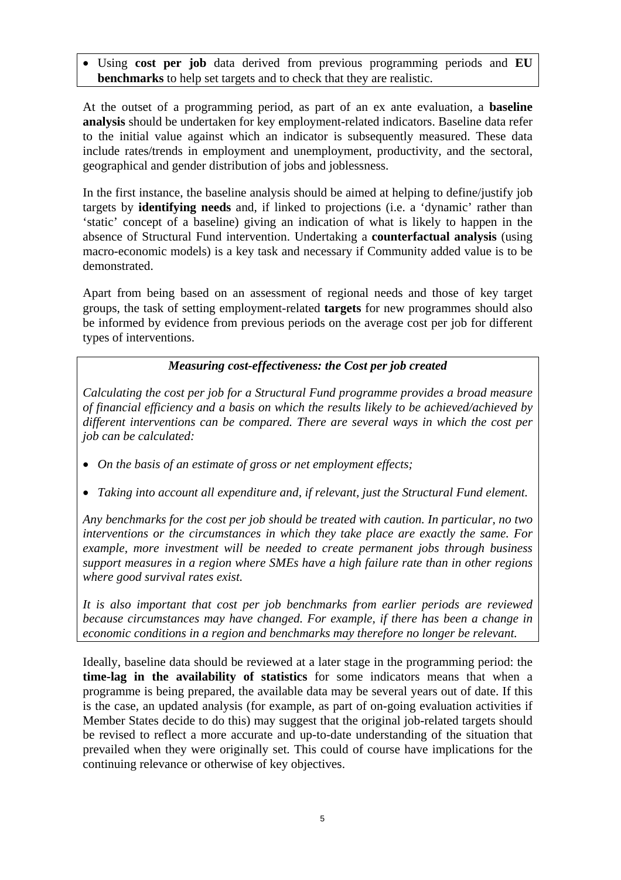- Using **cost per job** data derived from previous programming periods and **EU benchmarks** to help set targets and to check that they are realistic.

At the outset of a programming period, as part of an ex ante evaluation, a **baseline analysis** should be undertaken for key employment-related indicators. Baseline data refer to the initial value against which an indicator is subsequently measured. These data include rates/trends in employment and unemployment, productivity, and the sectoral, geographical and gender distribution of jobs and joblessness.

In the first instance, the baseline analysis should be aimed at helping to define/justify job targets by **identifying needs** and, if linked to projections (i.e. a 'dynamic' rather than 'static' concept of a baseline) giving an indication of what is likely to happen in the absence of Structural Fund intervention. Undertaking a **counterfactual analysis** (using macro-economic models) is a key task and necessary if Community added value is to be demonstrated.

Apart from being based on an assessment of regional needs and those of key target groups, the task of setting employment-related **targets** for new programmes should also be informed by evidence from previous periods on the average cost per job for different types of interventions.

***Measuring cost-effectiveness: the Cost per job created***

*Calculating the cost per job for a Structural Fund programme provides a broad measure of financial efficiency and a basis on which the results likely to be achieved/achieved by different interventions can be compared. There are several ways in which the cost per job can be calculated:*

- *On the basis of an estimate of gross or net employment effects;*
- *Taking into account all expenditure and, if relevant, just the Structural Fund element.*

*Any benchmarks for the cost per job should be treated with caution. In particular, no two interventions or the circumstances in which they take place are exactly the same. For example, more investment will be needed to create permanent jobs through business support measures in a region where SMEs have a high failure rate than in other regions where good survival rates exist.*

*It is also important that cost per job benchmarks from earlier periods are reviewed because circumstances may have changed. For example, if there has been a change in economic conditions in a region and benchmarks may therefore no longer be relevant.*

Ideally, baseline data should be reviewed at a later stage in the programming period: the **time-lag in the availability of statistics** for some indicators means that when a programme is being prepared, the available data may be several years out of date. If this is the case, an updated analysis (for example, as part of on-going evaluation activities if Member States decide to do this) may suggest that the original job-related targets should be revised to reflect a more accurate and up-to-date understanding of the situation that prevailed when they were originally set. This could of course have implications for the continuing relevance or otherwise of key objectives.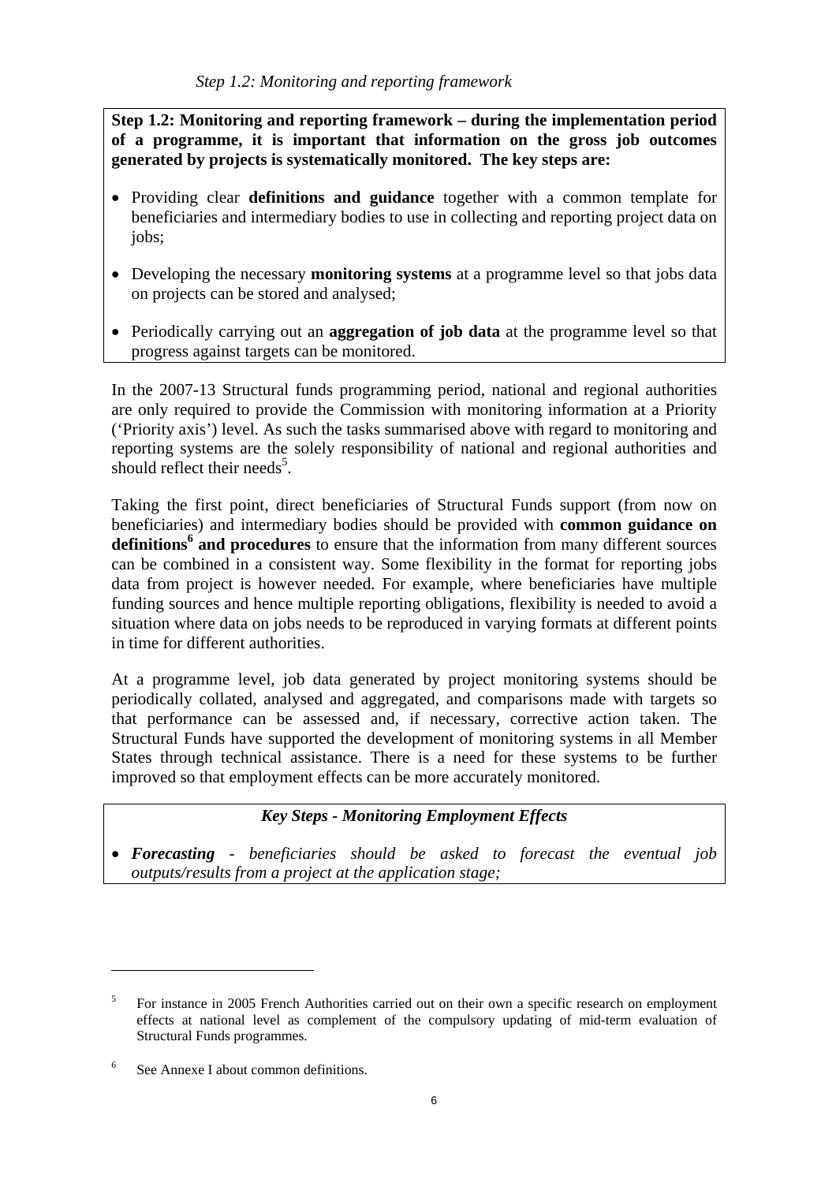*Step 1.2: Monitoring and reporting framework*

**Step 1.2: Monitoring and reporting framework – during the implementation period of a programme, it is important that information on the gross job outcomes generated by projects is systematically monitored. The key steps are:**

- Providing clear **definitions and guidance** together with a common template for beneficiaries and intermediary bodies to use in collecting and reporting project data on jobs;
- Developing the necessary **monitoring systems** at a programme level so that jobs data on projects can be stored and analysed;
- Periodically carrying out an **aggregation of job data** at the programme level so that progress against targets can be monitored.

In the 2007-13 Structural funds programming period, national and regional authorities are only required to provide the Commission with monitoring information at a Priority ('Priority axis') level. As such the tasks summarised above with regard to monitoring and reporting systems are the solely responsibility of national and regional authorities and should reflect their needs[5].

Taking the first point, direct beneficiaries of Structural Funds support (from now on beneficiaries) and intermediary bodies should be provided with **common guidance on definitions[6] and procedures** to ensure that the information from many different sources can be combined in a consistent way. Some flexibility in the format for reporting jobs data from project is however needed. For example, where beneficiaries have multiple funding sources and hence multiple reporting obligations, flexibility is needed to avoid a situation where data on jobs needs to be reproduced in varying formats at different points in time for different authorities.

At a programme level, job data generated by project monitoring systems should be periodically collated, analysed and aggregated, and comparisons made with targets so that performance can be assessed and, if necessary, corrective action taken. The Structural Funds have supported the development of monitoring systems in all Member States through technical assistance. There is a need for these systems to be further improved so that employment effects can be more accurately monitored.

***Key Steps - Monitoring Employment Effects***

- ***Forecasting*** *- beneficiaries should be asked to forecast the eventual job outputs/results from a project at the application stage;*

---

[5] For instance in 2005 French Authorities carried out on their own a specific research on employment effects at national level as complement of the compulsory updating of mid-term evaluation of Structural Funds programmes.

[6] See Annexe I about common definitions.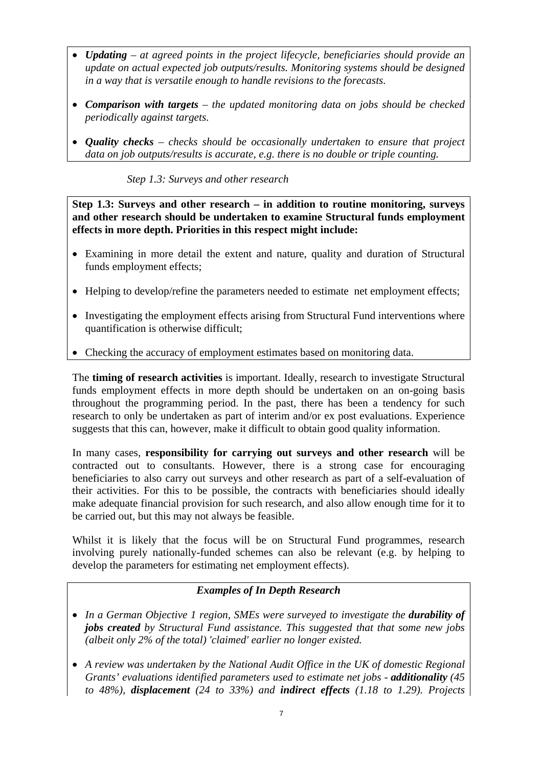- ***Updating*** *– at agreed points in the project lifecycle, beneficiaries should provide an update on actual expected job outputs/results. Monitoring systems should be designed in a way that is versatile enough to handle revisions to the forecasts.*

- ***Comparison with targets*** *– the updated monitoring data on jobs should be checked periodically against targets.*

- ***Quality checks*** *– checks should be occasionally undertaken to ensure that project data on job outputs/results is accurate, e.g. there is no double or triple counting.*

*Step 1.3: Surveys and other research*

**Step 1.3: Surveys and other research – in addition to routine monitoring, surveys and other research should be undertaken to examine Structural funds employment effects in more depth. Priorities in this respect might include:**

- Examining in more detail the extent and nature, quality and duration of Structural funds employment effects;
- Helping to develop/refine the parameters needed to estimate net employment effects;
- Investigating the employment effects arising from Structural Fund interventions where quantification is otherwise difficult;
- Checking the accuracy of employment estimates based on monitoring data.

The **timing of research activities** is important. Ideally, research to investigate Structural funds employment effects in more depth should be undertaken on an on-going basis throughout the programming period. In the past, there has been a tendency for such research to only be undertaken as part of interim and/or ex post evaluations. Experience suggests that this can, however, make it difficult to obtain good quality information.

In many cases, **responsibility for carrying out surveys and other research** will be contracted out to consultants. However, there is a strong case for encouraging beneficiaries to also carry out surveys and other research as part of a self-evaluation of their activities. For this to be possible, the contracts with beneficiaries should ideally make adequate financial provision for such research, and also allow enough time for it to be carried out, but this may not always be feasible.

Whilst it is likely that the focus will be on Structural Fund programmes, research involving purely nationally-funded schemes can also be relevant (e.g. by helping to develop the parameters for estimating net employment effects).

***Examples of In Depth Research***

- *In a German Objective 1 region, SMEs were surveyed to investigate the* ***durability of jobs created*** *by Structural Fund assistance. This suggested that that some new jobs (albeit only 2% of the total) 'claimed' earlier no longer existed.*

- *A review was undertaken by the National Audit Office in the UK of domestic Regional Grants' evaluations identified parameters used to estimate net jobs -* ***additionality*** *(45 to 48%),* ***displacement*** *(24 to 33%) and* ***indirect effects*** *(1.18 to 1.29). Projects*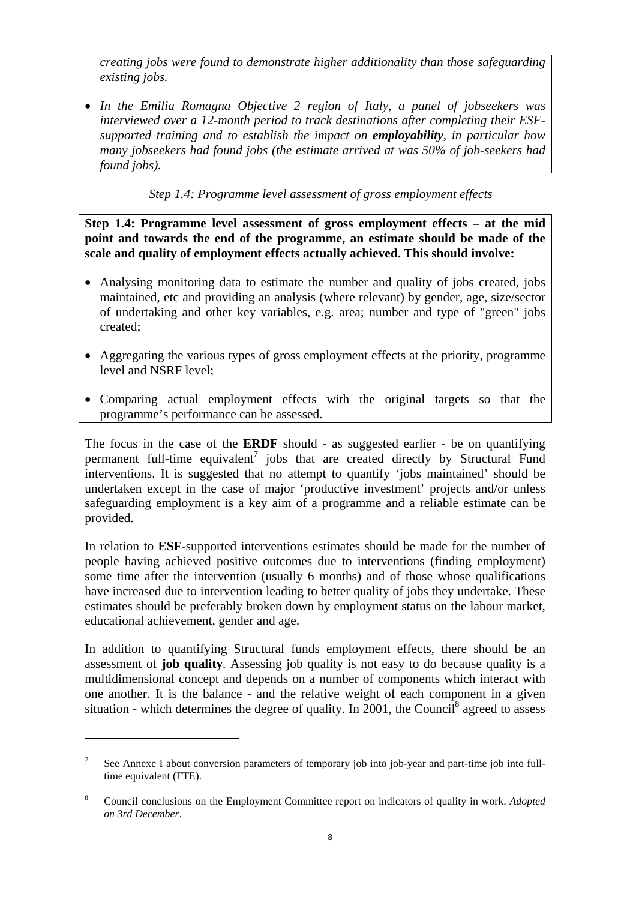*creating jobs were found to demonstrate higher additionality than those safeguarding existing jobs.*

- *In the Emilia Romagna Objective 2 region of Italy, a panel of jobseekers was interviewed over a 12-month period to track destinations after completing their ESF-supported training and to establish the impact on* ***employability****, in particular how many jobseekers had found jobs (the estimate arrived at was 50% of job-seekers had found jobs).*

*Step 1.4: Programme level assessment of gross employment effects*

**Step 1.4: Programme level assessment of gross employment effects – at the mid point and towards the end of the programme, an estimate should be made of the scale and quality of employment effects actually achieved. This should involve:**

- Analysing monitoring data to estimate the number and quality of jobs created, jobs maintained, etc and providing an analysis (where relevant) by gender, age, size/sector of undertaking and other key variables, e.g. area; number and type of "green" jobs created;
- Aggregating the various types of gross employment effects at the priority, programme level and NSRF level;
- Comparing actual employment effects with the original targets so that the programme's performance can be assessed.

The focus in the case of the **ERDF** should - as suggested earlier - be on quantifying permanent full-time equivalent[7] jobs that are created directly by Structural Fund interventions. It is suggested that no attempt to quantify 'jobs maintained' should be undertaken except in the case of major 'productive investment' projects and/or unless safeguarding employment is a key aim of a programme and a reliable estimate can be provided.

In relation to **ESF**-supported interventions estimates should be made for the number of people having achieved positive outcomes due to interventions (finding employment) some time after the intervention (usually 6 months) and of those whose qualifications have increased due to intervention leading to better quality of jobs they undertake. These estimates should be preferably broken down by employment status on the labour market, educational achievement, gender and age.

In addition to quantifying Structural funds employment effects, there should be an assessment of **job quality**. Assessing job quality is not easy to do because quality is a multidimensional concept and depends on a number of components which interact with one another. It is the balance - and the relative weight of each component in a given situation - which determines the degree of quality. In 2001, the Council[8] agreed to assess

---

[7] See Annexe I about conversion parameters of temporary job into job-year and part-time job into full-time equivalent (FTE).

[8] Council conclusions on the Employment Committee report on indicators of quality in work. *Adopted on 3rd December*.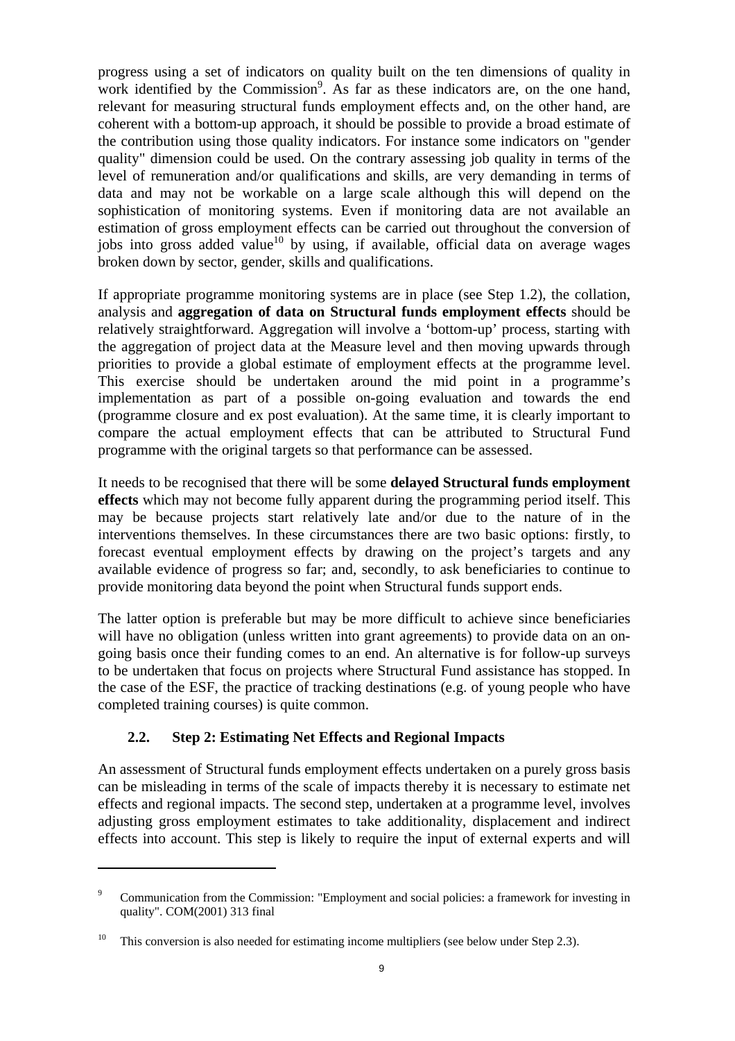progress using a set of indicators on quality built on the ten dimensions of quality in work identified by the Commission[9]. As far as these indicators are, on the one hand, relevant for measuring structural funds employment effects and, on the other hand, are coherent with a bottom-up approach, it should be possible to provide a broad estimate of the contribution using those quality indicators. For instance some indicators on "gender quality" dimension could be used. On the contrary assessing job quality in terms of the level of remuneration and/or qualifications and skills, are very demanding in terms of data and may not be workable on a large scale although this will depend on the sophistication of monitoring systems. Even if monitoring data are not available an estimation of gross employment effects can be carried out throughout the conversion of jobs into gross added value[10] by using, if available, official data on average wages broken down by sector, gender, skills and qualifications.

If appropriate programme monitoring systems are in place (see Step 1.2), the collation, analysis and **aggregation of data on Structural funds employment effects** should be relatively straightforward. Aggregation will involve a 'bottom-up' process, starting with the aggregation of project data at the Measure level and then moving upwards through priorities to provide a global estimate of employment effects at the programme level. This exercise should be undertaken around the mid point in a programme's implementation as part of a possible on-going evaluation and towards the end (programme closure and ex post evaluation). At the same time, it is clearly important to compare the actual employment effects that can be attributed to Structural Fund programme with the original targets so that performance can be assessed.

It needs to be recognised that there will be some **delayed Structural funds employment effects** which may not become fully apparent during the programming period itself. This may be because projects start relatively late and/or due to the nature of in the interventions themselves. In these circumstances there are two basic options: firstly, to forecast eventual employment effects by drawing on the project's targets and any available evidence of progress so far; and, secondly, to ask beneficiaries to continue to provide monitoring data beyond the point when Structural funds support ends.

The latter option is preferable but may be more difficult to achieve since beneficiaries will have no obligation (unless written into grant agreements) to provide data on an on-going basis once their funding comes to an end. An alternative is for follow-up surveys to be undertaken that focus on projects where Structural Fund assistance has stopped. In the case of the ESF, the practice of tracking destinations (e.g. of young people who have completed training courses) is quite common.

## 2.2. Step 2: Estimating Net Effects and Regional Impacts

An assessment of Structural funds employment effects undertaken on a purely gross basis can be misleading in terms of the scale of impacts thereby it is necessary to estimate net effects and regional impacts. The second step, undertaken at a programme level, involves adjusting gross employment estimates to take additionality, displacement and indirect effects into account. This step is likely to require the input of external experts and will

---

[9] Communication from the Commission: "Employment and social policies: a framework for investing in quality". COM(2001) 313 final

[10] This conversion is also needed for estimating income multipliers (see below under Step 2.3).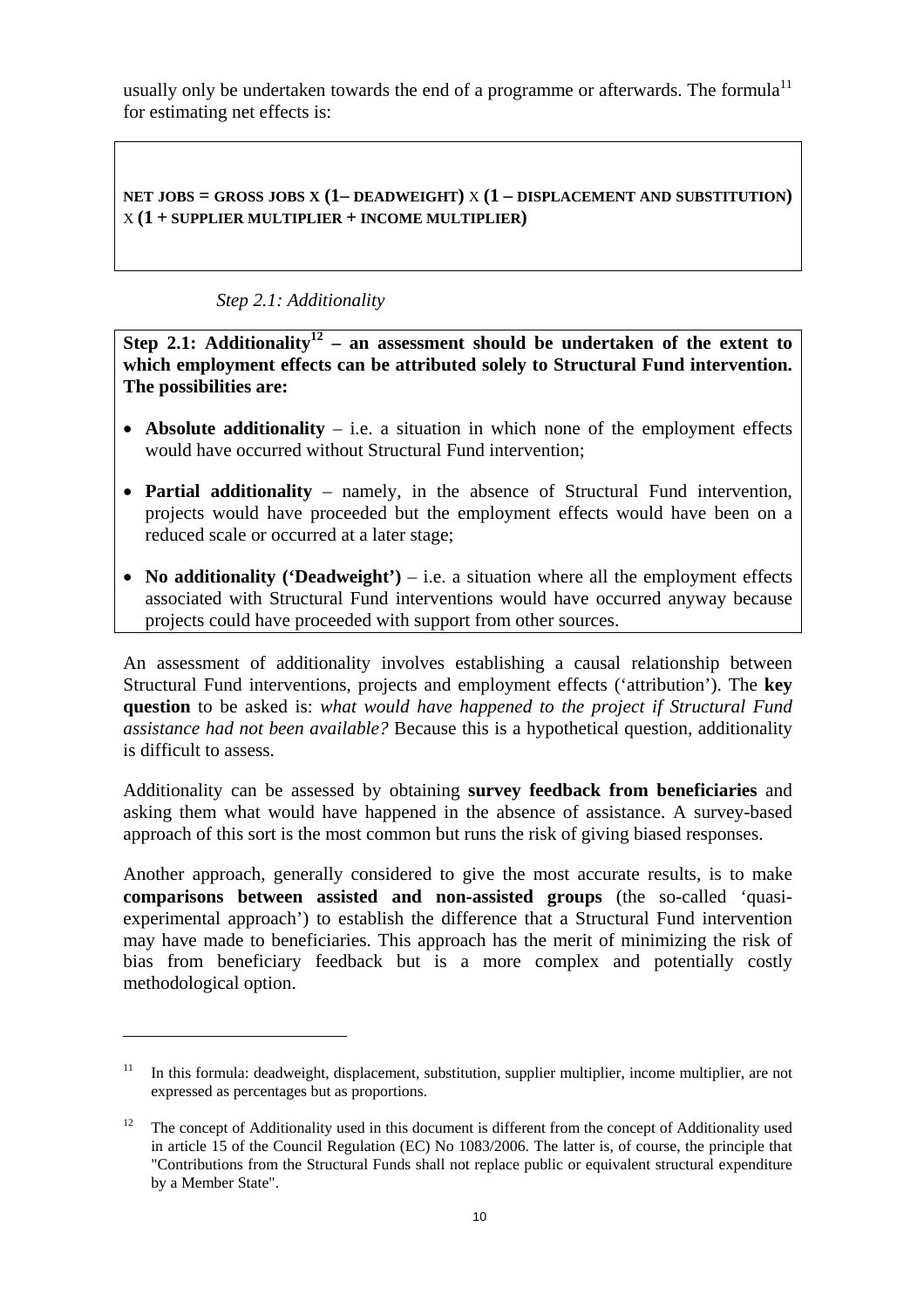usually only be undertaken towards the end of a programme or afterwards. The formula[11] for estimating net effects is:

**NET JOBS = GROSS JOBS X (1– DEADWEIGHT) X (1 – DISPLACEMENT AND SUBSTITUTION) X (1 + SUPPLIER MULTIPLIER + INCOME MULTIPLIER)**

*Step 2.1: Additionality*

**Step 2.1: Additionality[12] – an assessment should be undertaken of the extent to which employment effects can be attributed solely to Structural Fund intervention. The possibilities are:**

- **Absolute additionality** – i.e. a situation in which none of the employment effects would have occurred without Structural Fund intervention;
- **Partial additionality** – namely, in the absence of Structural Fund intervention, projects would have proceeded but the employment effects would have been on a reduced scale or occurred at a later stage;
- **No additionality ('Deadweight')** – i.e. a situation where all the employment effects associated with Structural Fund interventions would have occurred anyway because projects could have proceeded with support from other sources.

An assessment of additionality involves establishing a causal relationship between Structural Fund interventions, projects and employment effects ('attribution'). The **key question** to be asked is: *what would have happened to the project if Structural Fund assistance had not been available?* Because this is a hypothetical question, additionality is difficult to assess.

Additionality can be assessed by obtaining **survey feedback from beneficiaries** and asking them what would have happened in the absence of assistance. A survey-based approach of this sort is the most common but runs the risk of giving biased responses.

Another approach, generally considered to give the most accurate results, is to make **comparisons between assisted and non-assisted groups** (the so-called 'quasi-experimental approach') to establish the difference that a Structural Fund intervention may have made to beneficiaries. This approach has the merit of minimizing the risk of bias from beneficiary feedback but is a more complex and potentially costly methodological option.

---

[11] In this formula: deadweight, displacement, substitution, supplier multiplier, income multiplier, are not expressed as percentages but as proportions.

[12] The concept of Additionality used in this document is different from the concept of Additionality used in article 15 of the Council Regulation (EC) No 1083/2006. The latter is, of course, the principle that "Contributions from the Structural Funds shall not replace public or equivalent structural expenditure by a Member State".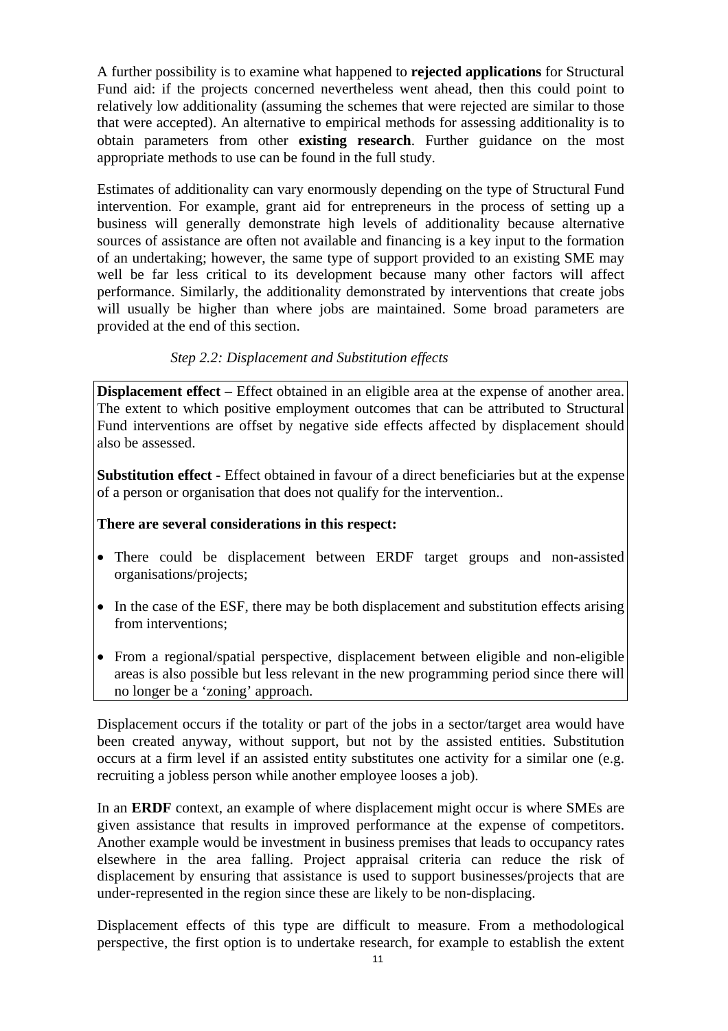A further possibility is to examine what happened to **rejected applications** for Structural Fund aid: if the projects concerned nevertheless went ahead, then this could point to relatively low additionality (assuming the schemes that were rejected are similar to those that were accepted). An alternative to empirical methods for assessing additionality is to obtain parameters from other **existing research**. Further guidance on the most appropriate methods to use can be found in the full study.

Estimates of additionality can vary enormously depending on the type of Structural Fund intervention. For example, grant aid for entrepreneurs in the process of setting up a business will generally demonstrate high levels of additionality because alternative sources of assistance are often not available and financing is a key input to the formation of an undertaking; however, the same type of support provided to an existing SME may well be far less critical to its development because many other factors will affect performance. Similarly, the additionality demonstrated by interventions that create jobs will usually be higher than where jobs are maintained. Some broad parameters are provided at the end of this section.

*Step 2.2: Displacement and Substitution effects*

**Displacement effect –** Effect obtained in an eligible area at the expense of another area. The extent to which positive employment outcomes that can be attributed to Structural Fund interventions are offset by negative side effects affected by displacement should also be assessed.

**Substitution effect -** Effect obtained in favour of a direct beneficiaries but at the expense of a person or organisation that does not qualify for the intervention..

**There are several considerations in this respect:**

- There could be displacement between ERDF target groups and non-assisted organisations/projects;
- In the case of the ESF, there may be both displacement and substitution effects arising from interventions;
- From a regional/spatial perspective, displacement between eligible and non-eligible areas is also possible but less relevant in the new programming period since there will no longer be a 'zoning' approach.

Displacement occurs if the totality or part of the jobs in a sector/target area would have been created anyway, without support, but not by the assisted entities. Substitution occurs at a firm level if an assisted entity substitutes one activity for a similar one (e.g. recruiting a jobless person while another employee looses a job).

In an **ERDF** context, an example of where displacement might occur is where SMEs are given assistance that results in improved performance at the expense of competitors. Another example would be investment in business premises that leads to occupancy rates elsewhere in the area falling. Project appraisal criteria can reduce the risk of displacement by ensuring that assistance is used to support businesses/projects that are under-represented in the region since these are likely to be non-displacing.

Displacement effects of this type are difficult to measure. From a methodological perspective, the first option is to undertake research, for example to establish the extent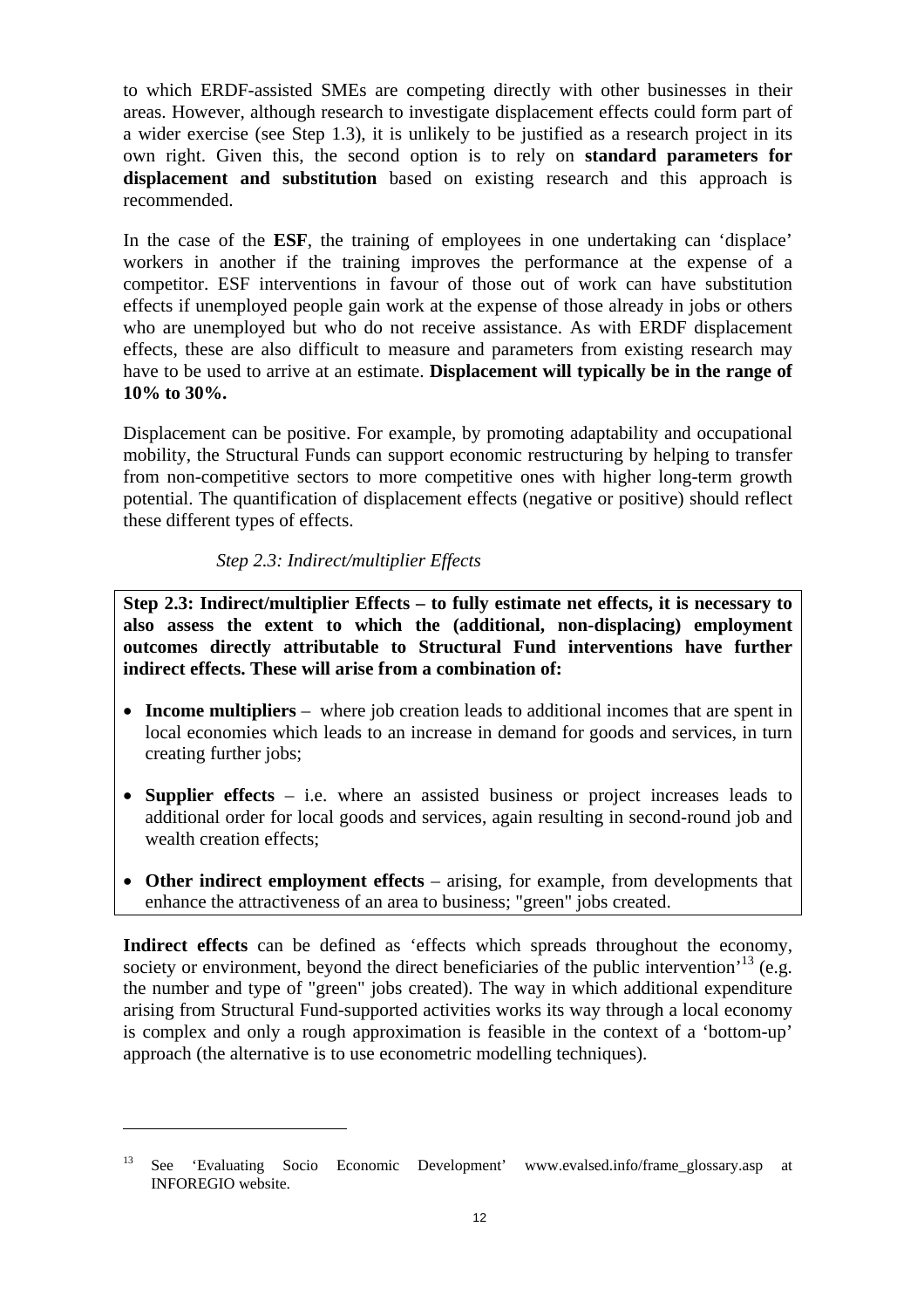to which ERDF-assisted SMEs are competing directly with other businesses in their areas. However, although research to investigate displacement effects could form part of a wider exercise (see Step 1.3), it is unlikely to be justified as a research project in its own right. Given this, the second option is to rely on **standard parameters for displacement and substitution** based on existing research and this approach is recommended.

In the case of the **ESF**, the training of employees in one undertaking can 'displace' workers in another if the training improves the performance at the expense of a competitor. ESF interventions in favour of those out of work can have substitution effects if unemployed people gain work at the expense of those already in jobs or others who are unemployed but who do not receive assistance. As with ERDF displacement effects, these are also difficult to measure and parameters from existing research may have to be used to arrive at an estimate. **Displacement will typically be in the range of 10% to 30%.**

Displacement can be positive. For example, by promoting adaptability and occupational mobility, the Structural Funds can support economic restructuring by helping to transfer from non-competitive sectors to more competitive ones with higher long-term growth potential. The quantification of displacement effects (negative or positive) should reflect these different types of effects.

### *Step 2.3: Indirect/multiplier Effects*

**Step 2.3: Indirect/multiplier Effects – to fully estimate net effects, it is necessary to also assess the extent to which the (additional, non-displacing) employment outcomes directly attributable to Structural Fund interventions have further indirect effects. These will arise from a combination of:**

- **Income multipliers** – where job creation leads to additional incomes that are spent in local economies which leads to an increase in demand for goods and services, in turn creating further jobs;
- **Supplier effects** – i.e. where an assisted business or project increases leads to additional order for local goods and services, again resulting in second-round job and wealth creation effects;
- **Other indirect employment effects** – arising, for example, from developments that enhance the attractiveness of an area to business; "green" jobs created.

**Indirect effects** can be defined as 'effects which spreads throughout the economy, society or environment, beyond the direct beneficiaries of the public intervention'[13] (e.g. the number and type of "green" jobs created). The way in which additional expenditure arising from Structural Fund-supported activities works its way through a local economy is complex and only a rough approximation is feasible in the context of a 'bottom-up' approach (the alternative is to use econometric modelling techniques).

[13] See 'Evaluating Socio Economic Development' www.evalsed.info/frame_glossary.asp at INFOREGIO website.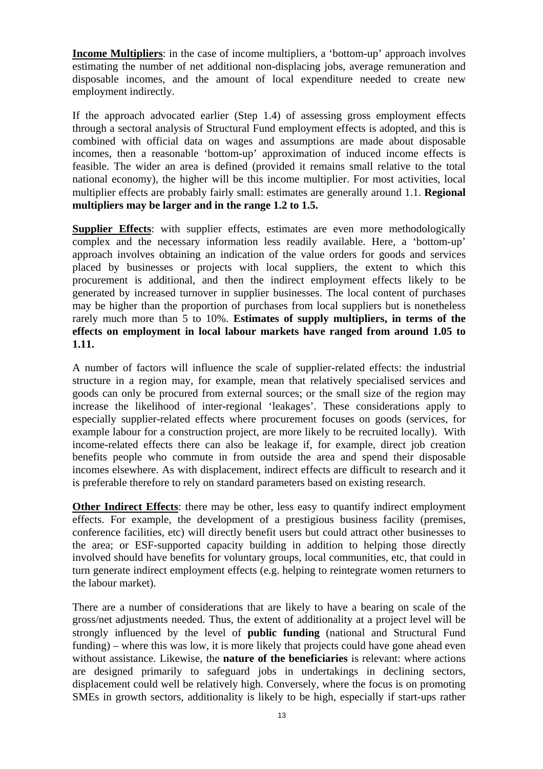**Income Multipliers**: in the case of income multipliers, a 'bottom-up' approach involves estimating the number of net additional non-displacing jobs, average remuneration and disposable incomes, and the amount of local expenditure needed to create new employment indirectly.

If the approach advocated earlier (Step 1.4) of assessing gross employment effects through a sectoral analysis of Structural Fund employment effects is adopted, and this is combined with official data on wages and assumptions are made about disposable incomes, then a reasonable 'bottom-up' approximation of induced income effects is feasible. The wider an area is defined (provided it remains small relative to the total national economy), the higher will be this income multiplier. For most activities, local multiplier effects are probably fairly small: estimates are generally around 1.1. **Regional multipliers may be larger and in the range 1.2 to 1.5.**

**Supplier Effects**: with supplier effects, estimates are even more methodologically complex and the necessary information less readily available. Here, a 'bottom-up' approach involves obtaining an indication of the value orders for goods and services placed by businesses or projects with local suppliers, the extent to which this procurement is additional, and then the indirect employment effects likely to be generated by increased turnover in supplier businesses. The local content of purchases may be higher than the proportion of purchases from local suppliers but is nonetheless rarely much more than 5 to 10%. **Estimates of supply multipliers, in terms of the effects on employment in local labour markets have ranged from around 1.05 to 1.11.**

A number of factors will influence the scale of supplier-related effects: the industrial structure in a region may, for example, mean that relatively specialised services and goods can only be procured from external sources; or the small size of the region may increase the likelihood of inter-regional 'leakages'. These considerations apply to especially supplier-related effects where procurement focuses on goods (services, for example labour for a construction project, are more likely to be recruited locally). With income-related effects there can also be leakage if, for example, direct job creation benefits people who commute in from outside the area and spend their disposable incomes elsewhere. As with displacement, indirect effects are difficult to research and it is preferable therefore to rely on standard parameters based on existing research.

**Other Indirect Effects**: there may be other, less easy to quantify indirect employment effects. For example, the development of a prestigious business facility (premises, conference facilities, etc) will directly benefit users but could attract other businesses to the area; or ESF-supported capacity building in addition to helping those directly involved should have benefits for voluntary groups, local communities, etc, that could in turn generate indirect employment effects (e.g. helping to reintegrate women returners to the labour market).

There are a number of considerations that are likely to have a bearing on scale of the gross/net adjustments needed. Thus, the extent of additionality at a project level will be strongly influenced by the level of **public funding** (national and Structural Fund funding) – where this was low, it is more likely that projects could have gone ahead even without assistance. Likewise, the **nature of the beneficiaries** is relevant: where actions are designed primarily to safeguard jobs in undertakings in declining sectors, displacement could well be relatively high. Conversely, where the focus is on promoting SMEs in growth sectors, additionality is likely to be high, especially if start-ups rather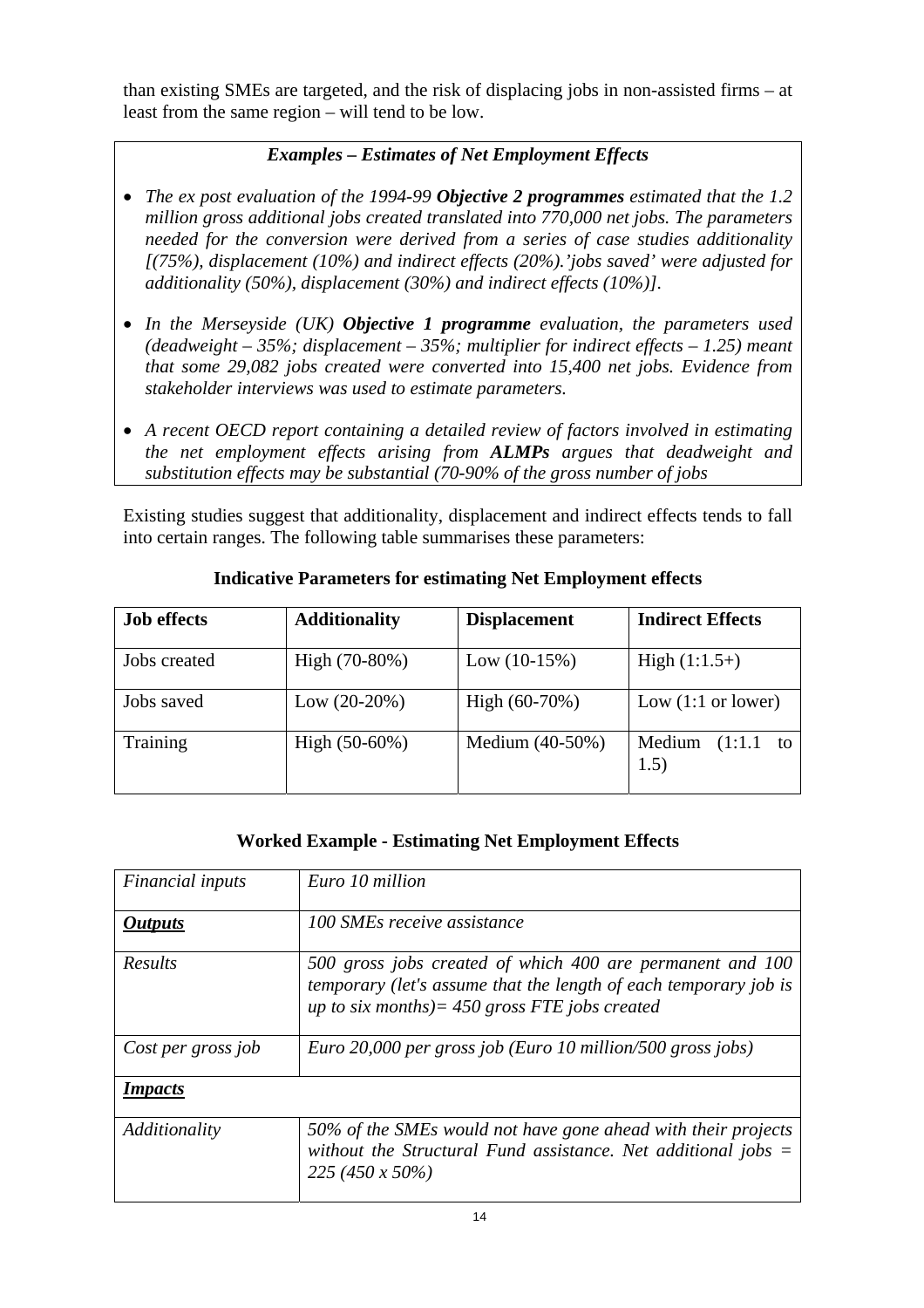than existing SMEs are targeted, and the risk of displacing jobs in non-assisted firms – at least from the same region – will tend to be low.

***Examples – Estimates of Net Employment Effects***

- *The ex post evaluation of the 1994-99* ***Objective 2 programmes*** *estimated that the 1.2 million gross additional jobs created translated into 770,000 net jobs. The parameters needed for the conversion were derived from a series of case studies additionality [(75%), displacement (10%) and indirect effects (20%).'jobs saved' were adjusted for additionality (50%), displacement (30%) and indirect effects (10%)].*
- *In the Merseyside (UK)* ***Objective 1 programme*** *evaluation, the parameters used (deadweight – 35%; displacement – 35%; multiplier for indirect effects – 1.25) meant that some 29,082 jobs created were converted into 15,400 net jobs. Evidence from stakeholder interviews was used to estimate parameters.*
- *A recent OECD report containing a detailed review of factors involved in estimating the net employment effects arising from* ***ALMPs*** *argues that deadweight and substitution effects may be substantial (70-90% of the gross number of jobs*

Existing studies suggest that additionality, displacement and indirect effects tends to fall into certain ranges. The following table summarises these parameters:

**Indicative Parameters for estimating Net Employment effects**

| **Job effects** | **Additionality** | **Displacement** | **Indirect Effects** |
|---|---|---|---|
| Jobs created | High (70-80%) | Low (10-15%) | High (1:1.5+) |
| Jobs saved | Low (20-20%) | High (60-70%) | Low (1:1 or lower) |
| Training | High (50-60%) | Medium (40-50%) | Medium (1:1.1 to 1.5) |

**Worked Example - Estimating Net Employment Effects**

| *Financial inputs* | *Euro 10 million* |
|---|---|
| ***Outputs*** | *100 SMEs receive assistance* |
| *Results* | *500 gross jobs created of which 400 are permanent and 100 temporary (let's assume that the length of each temporary job is up to six months)= 450 gross FTE jobs created* |
| *Cost per gross job* | *Euro 20,000 per gross job (Euro 10 million/500 gross jobs)* |
| ***Impacts*** | |
| *Additionality* | *50% of the SMEs would not have gone ahead with their projects without the Structural Fund assistance. Net additional jobs = 225 (450 x 50%)* |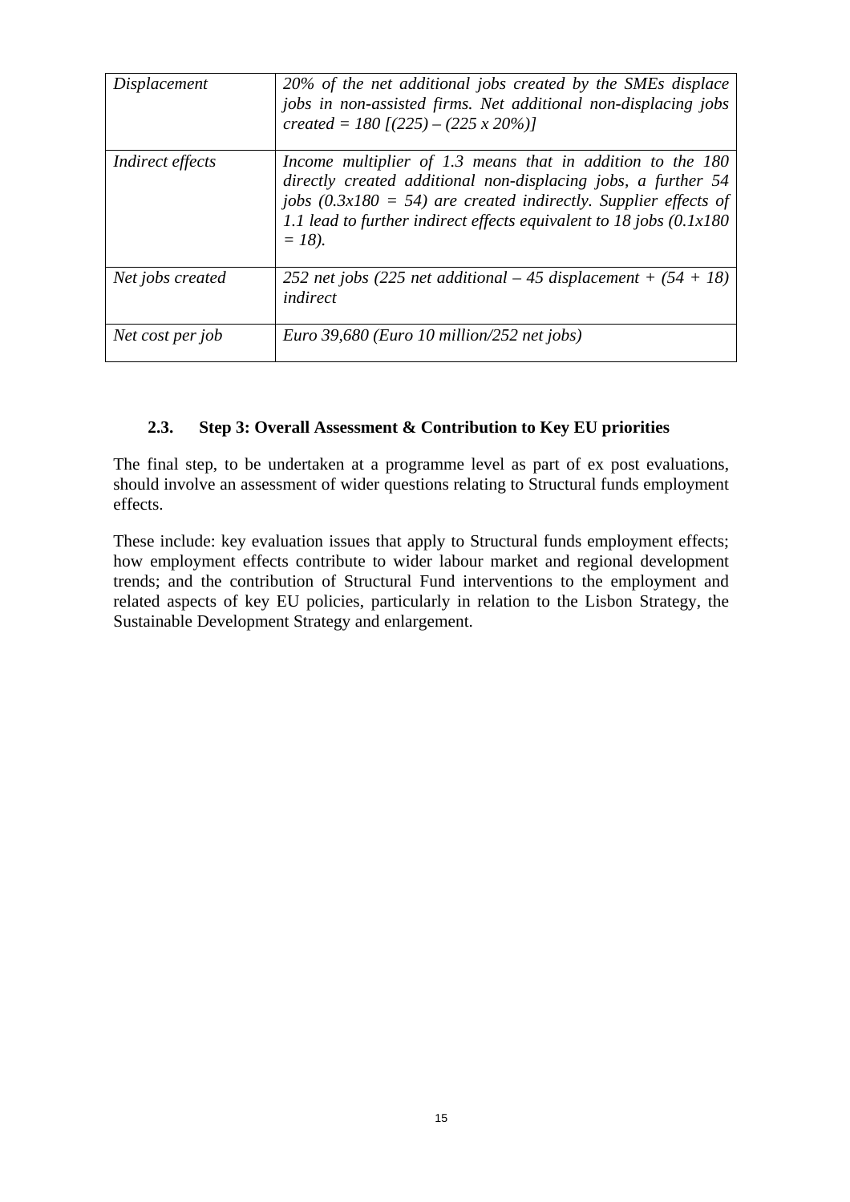| | |
|---|---|
| *Displacement* | *20% of the net additional jobs created by the SMEs displace jobs in non-assisted firms. Net additional non-displacing jobs created = 180 [(225) – (225 x 20%)]* |
| *Indirect effects* | *Income multiplier of 1.3 means that in addition to the 180 directly created additional non-displacing jobs, a further 54 jobs (0.3x180 = 54) are created indirectly. Supplier effects of 1.1 lead to further indirect effects equivalent to 18 jobs (0.1x180 = 18).* |
| *Net jobs created* | *252 net jobs (225 net additional – 45 displacement + (54 + 18) indirect* |
| *Net cost per job* | *Euro 39,680 (Euro 10 million/252 net jobs)* |

### 2.3. Step 3: Overall Assessment & Contribution to Key EU priorities

The final step, to be undertaken at a programme level as part of ex post evaluations, should involve an assessment of wider questions relating to Structural funds employment effects.

These include: key evaluation issues that apply to Structural funds employment effects; how employment effects contribute to wider labour market and regional development trends; and the contribution of Structural Fund interventions to the employment and related aspects of key EU policies, particularly in relation to the Lisbon Strategy, the Sustainable Development Strategy and enlargement.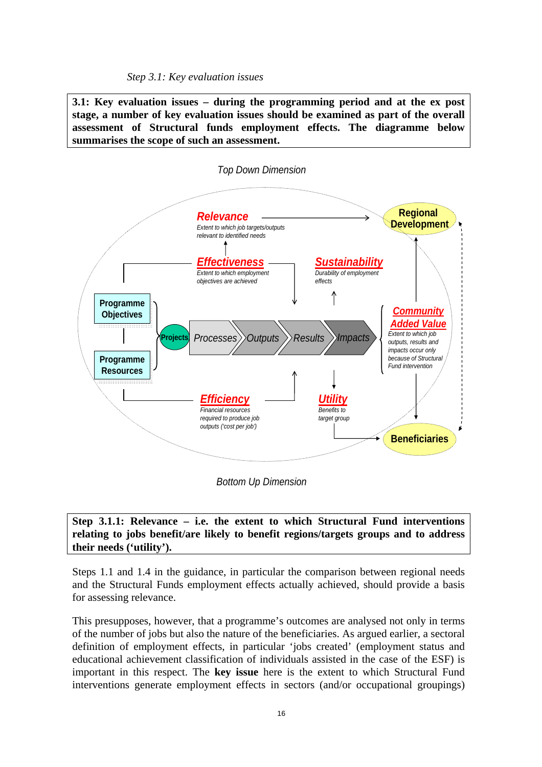*Step 3.1: Key evaluation issues*

**3.1: Key evaluation issues – during the programming period and at the ex post stage, a number of key evaluation issues should be examined as part of the overall assessment of Structural funds employment effects. The diagramme below summarises the scope of such an assessment.**

*Top Down Dimension*

**Relevance**
*Extent to which job targets/outputs relevant to identified needs*

**Regional Development**

**Effectiveness**
*Extent to which employment objectives are achieved*

**Sustainability**
*Durability of employment effects*

**Programme Objectives**

**Programme Resources**

**Projects** → Processes → Outputs → Results → Impacts

**Community Added Value**
*Extent to which job outputs, results and impacts occur only because of Structural Fund intervention*

**Efficiency**
*Financial resources required to produce job outputs ('cost per job')*

**Utility**
*Benefits to target group*

**Beneficiaries**

*Bottom Up Dimension*

**Step 3.1.1: Relevance – i.e. the extent to which Structural Fund interventions relating to jobs benefit/are likely to benefit regions/targets groups and to address their needs ('utility').**

Steps 1.1 and 1.4 in the guidance, in particular the comparison between regional needs and the Structural Funds employment effects actually achieved, should provide a basis for assessing relevance.

This presupposes, however, that a programme's outcomes are analysed not only in terms of the number of jobs but also the nature of the beneficiaries. As argued earlier, a sectoral definition of employment effects, in particular 'jobs created' (employment status and educational achievement classification of individuals assisted in the case of the ESF) is important in this respect. The **key issue** here is the extent to which Structural Fund interventions generate employment effects in sectors (and/or occupational groupings)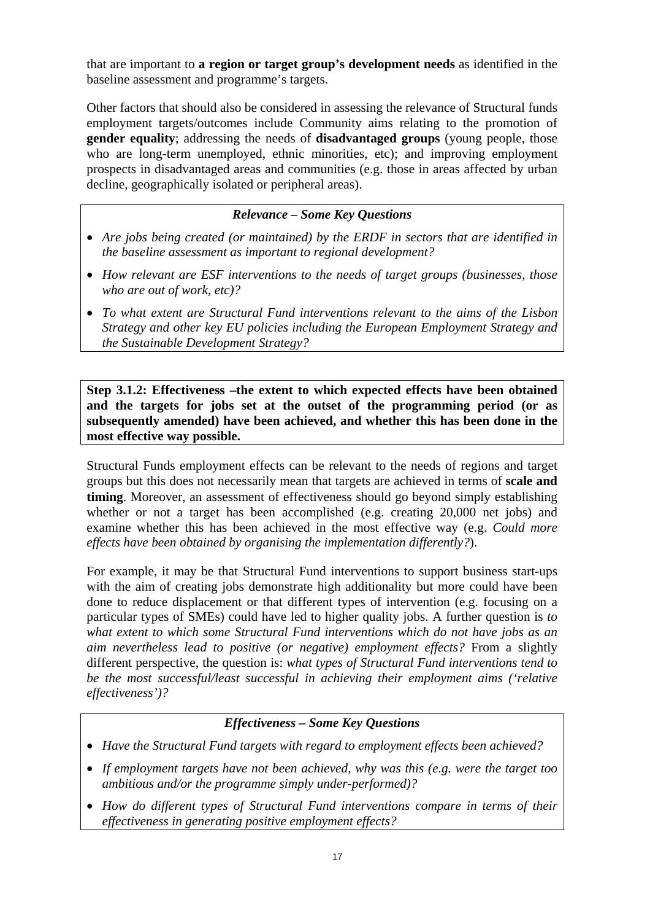that are important to **a region or target group's development needs** as identified in the baseline assessment and programme's targets.

Other factors that should also be considered in assessing the relevance of Structural funds employment targets/outcomes include Community aims relating to the promotion of **gender equality**; addressing the needs of **disadvantaged groups** (young people, those who are long-term unemployed, ethnic minorities, etc); and improving employment prospects in disadvantaged areas and communities (e.g. those in areas affected by urban decline, geographically isolated or peripheral areas).

***Relevance – Some Key Questions***

- *Are jobs being created (or maintained) by the ERDF in sectors that are identified in the baseline assessment as important to regional development?*
- *How relevant are ESF interventions to the needs of target groups (businesses, those who are out of work, etc)?*
- *To what extent are Structural Fund interventions relevant to the aims of the Lisbon Strategy and other key EU policies including the European Employment Strategy and the Sustainable Development Strategy?*

**Step 3.1.2: Effectiveness –the extent to which expected effects have been obtained and the targets for jobs set at the outset of the programming period (or as subsequently amended) have been achieved, and whether this has been done in the most effective way possible.**

Structural Funds employment effects can be relevant to the needs of regions and target groups but this does not necessarily mean that targets are achieved in terms of **scale and timing**. Moreover, an assessment of effectiveness should go beyond simply establishing whether or not a target has been accomplished (e.g. creating 20,000 net jobs) and examine whether this has been achieved in the most effective way (e.g. *Could more effects have been obtained by organising the implementation differently?*).

For example, it may be that Structural Fund interventions to support business start-ups with the aim of creating jobs demonstrate high additionality but more could have been done to reduce displacement or that different types of intervention (e.g. focusing on a particular types of SMEs) could have led to higher quality jobs. A further question is *to what extent to which some Structural Fund interventions which do not have jobs as an aim nevertheless lead to positive (or negative) employment effects?* From a slightly different perspective, the question is: *what types of Structural Fund interventions tend to be the most successful/least successful in achieving their employment aims ('relative effectiveness')?*

***Effectiveness – Some Key Questions***

- *Have the Structural Fund targets with regard to employment effects been achieved?*
- *If employment targets have not been achieved, why was this (e.g. were the target too ambitious and/or the programme simply under-performed)?*
- *How do different types of Structural Fund interventions compare in terms of their effectiveness in generating positive employment effects?*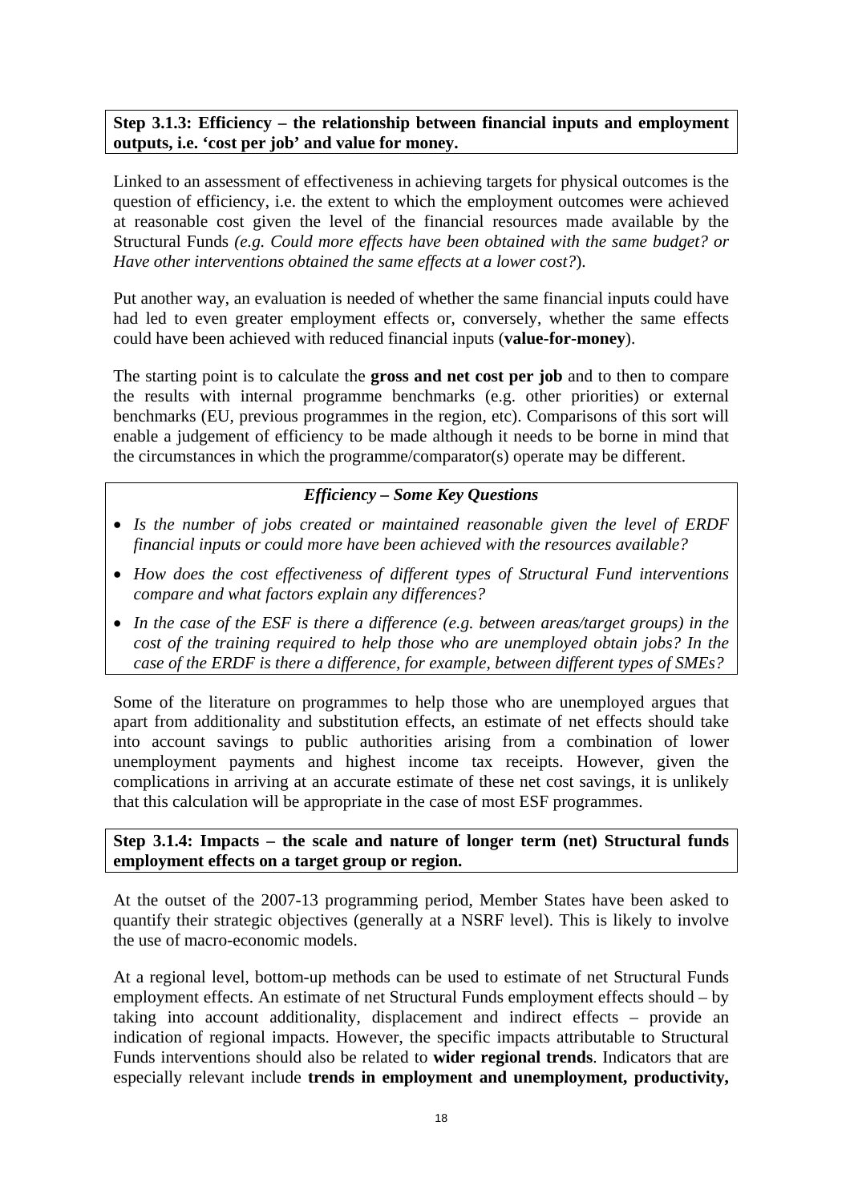**Step 3.1.3: Efficiency – the relationship between financial inputs and employment outputs, i.e. 'cost per job' and value for money.**

Linked to an assessment of effectiveness in achieving targets for physical outcomes is the question of efficiency, i.e. the extent to which the employment outcomes were achieved at reasonable cost given the level of the financial resources made available by the Structural Funds *(e.g. Could more effects have been obtained with the same budget? or Have other interventions obtained the same effects at a lower cost?*).

Put another way, an evaluation is needed of whether the same financial inputs could have had led to even greater employment effects or, conversely, whether the same effects could have been achieved with reduced financial inputs (**value-for-money**).

The starting point is to calculate the **gross and net cost per job** and to then to compare the results with internal programme benchmarks (e.g. other priorities) or external benchmarks (EU, previous programmes in the region, etc). Comparisons of this sort will enable a judgement of efficiency to be made although it needs to be borne in mind that the circumstances in which the programme/comparator(s) operate may be different.

***Efficiency – Some Key Questions***

- *Is the number of jobs created or maintained reasonable given the level of ERDF financial inputs or could more have been achieved with the resources available?*
- *How does the cost effectiveness of different types of Structural Fund interventions compare and what factors explain any differences?*
- *In the case of the ESF is there a difference (e.g. between areas/target groups) in the cost of the training required to help those who are unemployed obtain jobs? In the case of the ERDF is there a difference, for example, between different types of SMEs?*

Some of the literature on programmes to help those who are unemployed argues that apart from additionality and substitution effects, an estimate of net effects should take into account savings to public authorities arising from a combination of lower unemployment payments and highest income tax receipts. However, given the complications in arriving at an accurate estimate of these net cost savings, it is unlikely that this calculation will be appropriate in the case of most ESF programmes.

**Step 3.1.4: Impacts – the scale and nature of longer term (net) Structural funds employment effects on a target group or region.**

At the outset of the 2007-13 programming period, Member States have been asked to quantify their strategic objectives (generally at a NSRF level). This is likely to involve the use of macro-economic models.

At a regional level, bottom-up methods can be used to estimate of net Structural Funds employment effects. An estimate of net Structural Funds employment effects should – by taking into account additionality, displacement and indirect effects – provide an indication of regional impacts. However, the specific impacts attributable to Structural Funds interventions should also be related to **wider regional trends**. Indicators that are especially relevant include **trends in employment and unemployment, productivity,**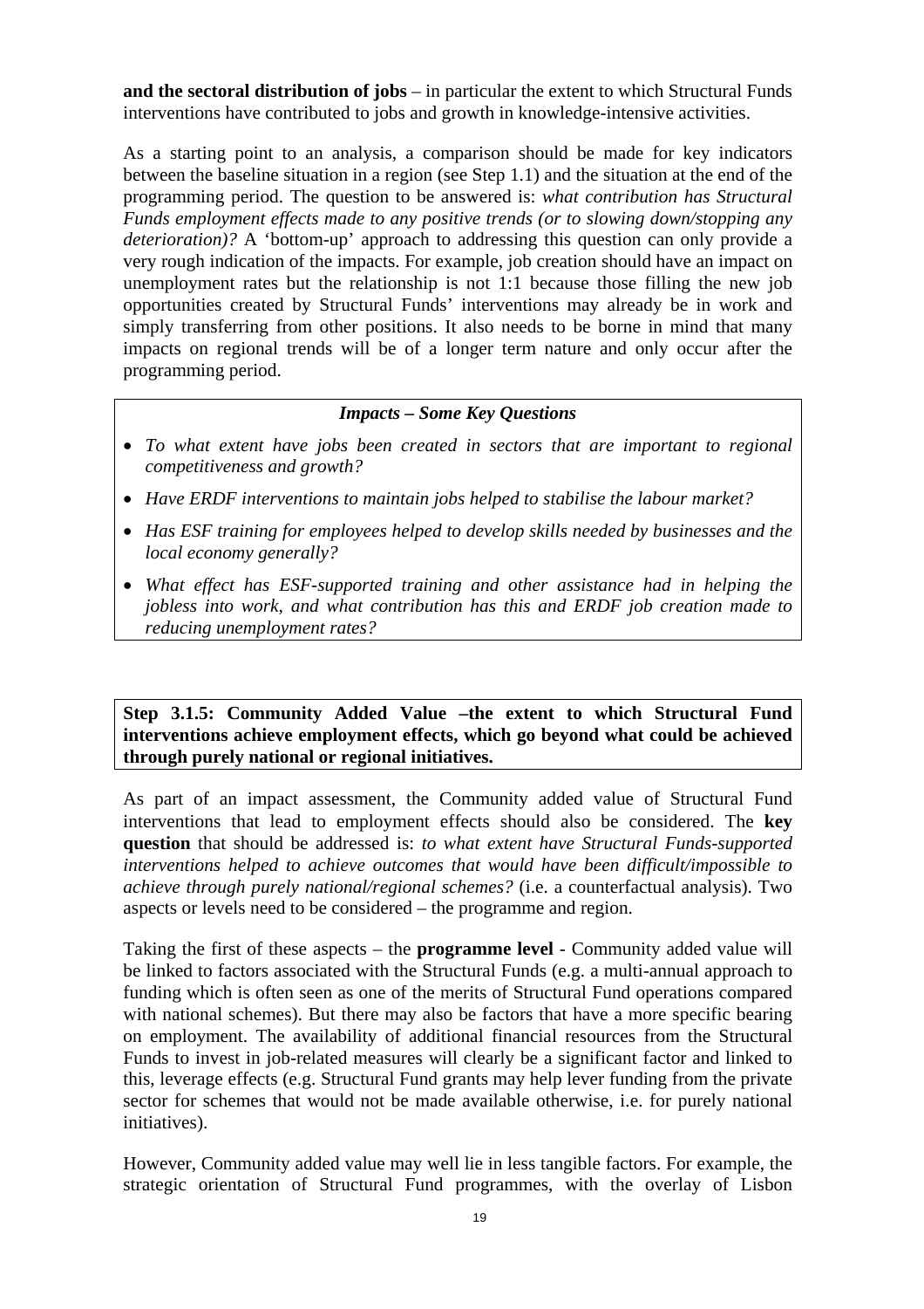**and the sectoral distribution of jobs** – in particular the extent to which Structural Funds interventions have contributed to jobs and growth in knowledge-intensive activities.

As a starting point to an analysis, a comparison should be made for key indicators between the baseline situation in a region (see Step 1.1) and the situation at the end of the programming period. The question to be answered is: *what contribution has Structural Funds employment effects made to any positive trends (or to slowing down/stopping any deterioration)?* A 'bottom-up' approach to addressing this question can only provide a very rough indication of the impacts. For example, job creation should have an impact on unemployment rates but the relationship is not 1:1 because those filling the new job opportunities created by Structural Funds' interventions may already be in work and simply transferring from other positions. It also needs to be borne in mind that many impacts on regional trends will be of a longer term nature and only occur after the programming period.

> ***Impacts – Some Key Questions***
>
> - *To what extent have jobs been created in sectors that are important to regional competitiveness and growth?*
> - *Have ERDF interventions to maintain jobs helped to stabilise the labour market?*
> - *Has ESF training for employees helped to develop skills needed by businesses and the local economy generally?*
> - *What effect has ESF-supported training and other assistance had in helping the jobless into work, and what contribution has this and ERDF job creation made to reducing unemployment rates?*

**Step 3.1.5: Community Added Value –the extent to which Structural Fund interventions achieve employment effects, which go beyond what could be achieved through purely national or regional initiatives.**

As part of an impact assessment, the Community added value of Structural Fund interventions that lead to employment effects should also be considered. The **key question** that should be addressed is: *to what extent have Structural Funds-supported interventions helped to achieve outcomes that would have been difficult/impossible to achieve through purely national/regional schemes?* (i.e. a counterfactual analysis). Two aspects or levels need to be considered – the programme and region.

Taking the first of these aspects – the **programme level** - Community added value will be linked to factors associated with the Structural Funds (e.g. a multi-annual approach to funding which is often seen as one of the merits of Structural Fund operations compared with national schemes). But there may also be factors that have a more specific bearing on employment. The availability of additional financial resources from the Structural Funds to invest in job-related measures will clearly be a significant factor and linked to this, leverage effects (e.g. Structural Fund grants may help lever funding from the private sector for schemes that would not be made available otherwise, i.e. for purely national initiatives).

However, Community added value may well lie in less tangible factors. For example, the strategic orientation of Structural Fund programmes, with the overlay of Lisbon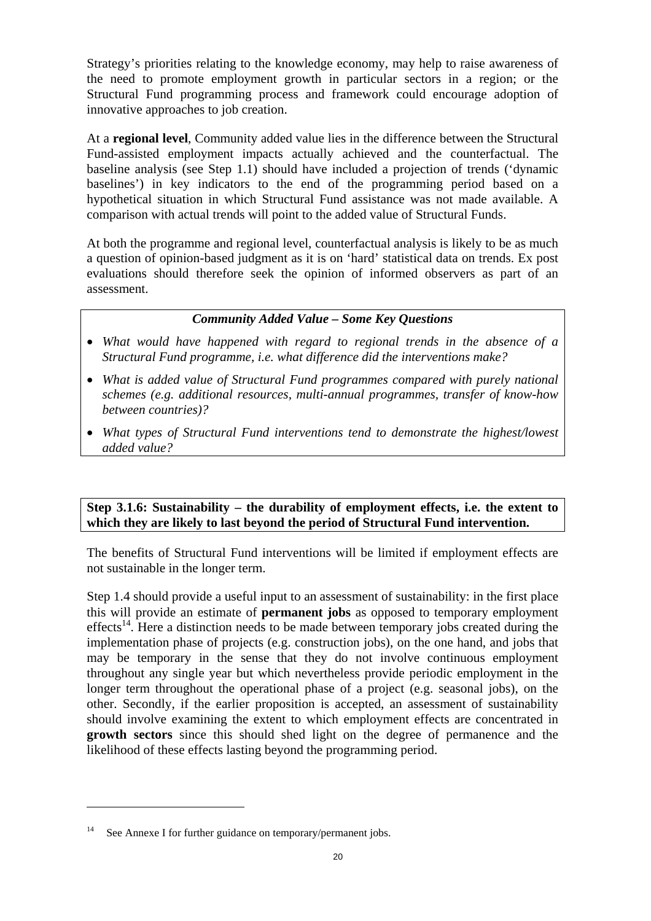Strategy's priorities relating to the knowledge economy, may help to raise awareness of the need to promote employment growth in particular sectors in a region; or the Structural Fund programming process and framework could encourage adoption of innovative approaches to job creation.

At a **regional level**, Community added value lies in the difference between the Structural Fund-assisted employment impacts actually achieved and the counterfactual. The baseline analysis (see Step 1.1) should have included a projection of trends ('dynamic baselines') in key indicators to the end of the programming period based on a hypothetical situation in which Structural Fund assistance was not made available. A comparison with actual trends will point to the added value of Structural Funds.

At both the programme and regional level, counterfactual analysis is likely to be as much a question of opinion-based judgment as it is on 'hard' statistical data on trends. Ex post evaluations should therefore seek the opinion of informed observers as part of an assessment.

***Community Added Value – Some Key Questions***

- *What would have happened with regard to regional trends in the absence of a Structural Fund programme, i.e. what difference did the interventions make?*
- *What is added value of Structural Fund programmes compared with purely national schemes (e.g. additional resources, multi-annual programmes, transfer of know-how between countries)?*
- *What types of Structural Fund interventions tend to demonstrate the highest/lowest added value?*

**Step 3.1.6: Sustainability – the durability of employment effects, i.e. the extent to which they are likely to last beyond the period of Structural Fund intervention.**

The benefits of Structural Fund interventions will be limited if employment effects are not sustainable in the longer term.

Step 1.4 should provide a useful input to an assessment of sustainability: in the first place this will provide an estimate of **permanent jobs** as opposed to temporary employment effects[14]. Here a distinction needs to be made between temporary jobs created during the implementation phase of projects (e.g. construction jobs), on the one hand, and jobs that may be temporary in the sense that they do not involve continuous employment throughout any single year but which nevertheless provide periodic employment in the longer term throughout the operational phase of a project (e.g. seasonal jobs), on the other. Secondly, if the earlier proposition is accepted, an assessment of sustainability should involve examining the extent to which employment effects are concentrated in **growth sectors** since this should shed light on the degree of permanence and the likelihood of these effects lasting beyond the programming period.

---

[14] See Annexe I for further guidance on temporary/permanent jobs.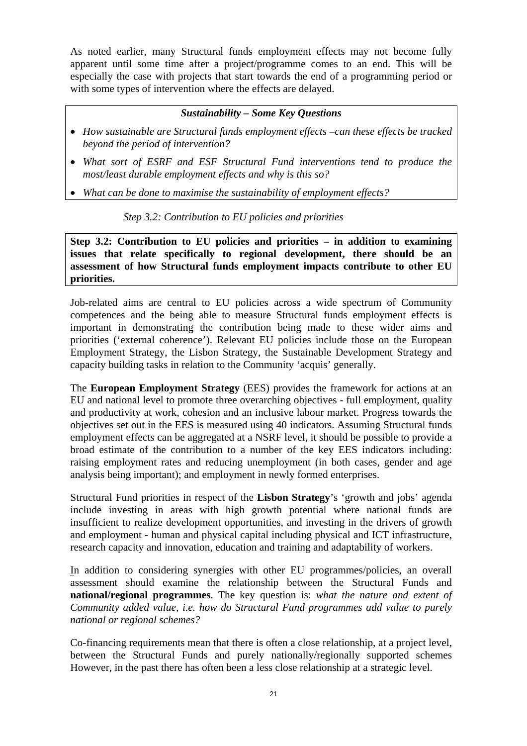As noted earlier, many Structural funds employment effects may not become fully apparent until some time after a project/programme comes to an end. This will be especially the case with projects that start towards the end of a programming period or with some types of intervention where the effects are delayed.

***Sustainability – Some Key Questions***

- *How sustainable are Structural funds employment effects –can these effects be tracked beyond the period of intervention?*
- *What sort of ESRF and ESF Structural Fund interventions tend to produce the most/least durable employment effects and why is this so?*
- *What can be done to maximise the sustainability of employment effects?*

*Step 3.2: Contribution to EU policies and priorities*

**Step 3.2: Contribution to EU policies and priorities – in addition to examining issues that relate specifically to regional development, there should be an assessment of how Structural funds employment impacts contribute to other EU priorities.**

Job-related aims are central to EU policies across a wide spectrum of Community competences and the being able to measure Structural funds employment effects is important in demonstrating the contribution being made to these wider aims and priorities ('external coherence'). Relevant EU policies include those on the European Employment Strategy, the Lisbon Strategy, the Sustainable Development Strategy and capacity building tasks in relation to the Community 'acquis' generally.

The **European Employment Strategy** (EES) provides the framework for actions at an EU and national level to promote three overarching objectives - full employment, quality and productivity at work, cohesion and an inclusive labour market. Progress towards the objectives set out in the EES is measured using 40 indicators. Assuming Structural funds employment effects can be aggregated at a NSRF level, it should be possible to provide a broad estimate of the contribution to a number of the key EES indicators including: raising employment rates and reducing unemployment (in both cases, gender and age analysis being important); and employment in newly formed enterprises.

Structural Fund priorities in respect of the **Lisbon Strategy**'s 'growth and jobs' agenda include investing in areas with high growth potential where national funds are insufficient to realize development opportunities, and investing in the drivers of growth and employment - human and physical capital including physical and ICT infrastructure, research capacity and innovation, education and training and adaptability of workers.

In addition to considering synergies with other EU programmes/policies, an overall assessment should examine the relationship between the Structural Funds and **national/regional programmes**. The key question is: *what the nature and extent of Community added value, i.e. how do Structural Fund programmes add value to purely national or regional schemes?*

Co-financing requirements mean that there is often a close relationship, at a project level, between the Structural Funds and purely nationally/regionally supported schemes However, in the past there has often been a less close relationship at a strategic level.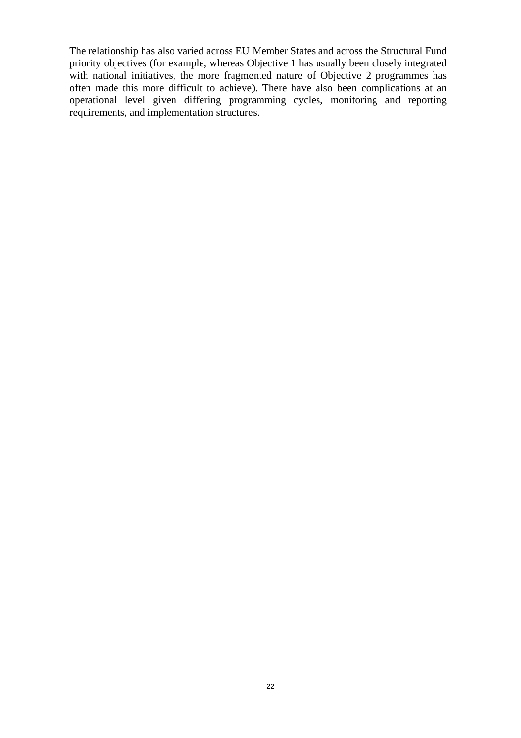The relationship has also varied across EU Member States and across the Structural Fund priority objectives (for example, whereas Objective 1 has usually been closely integrated with national initiatives, the more fragmented nature of Objective 2 programmes has often made this more difficult to achieve). There have also been complications at an operational level given differing programming cycles, monitoring and reporting requirements, and implementation structures.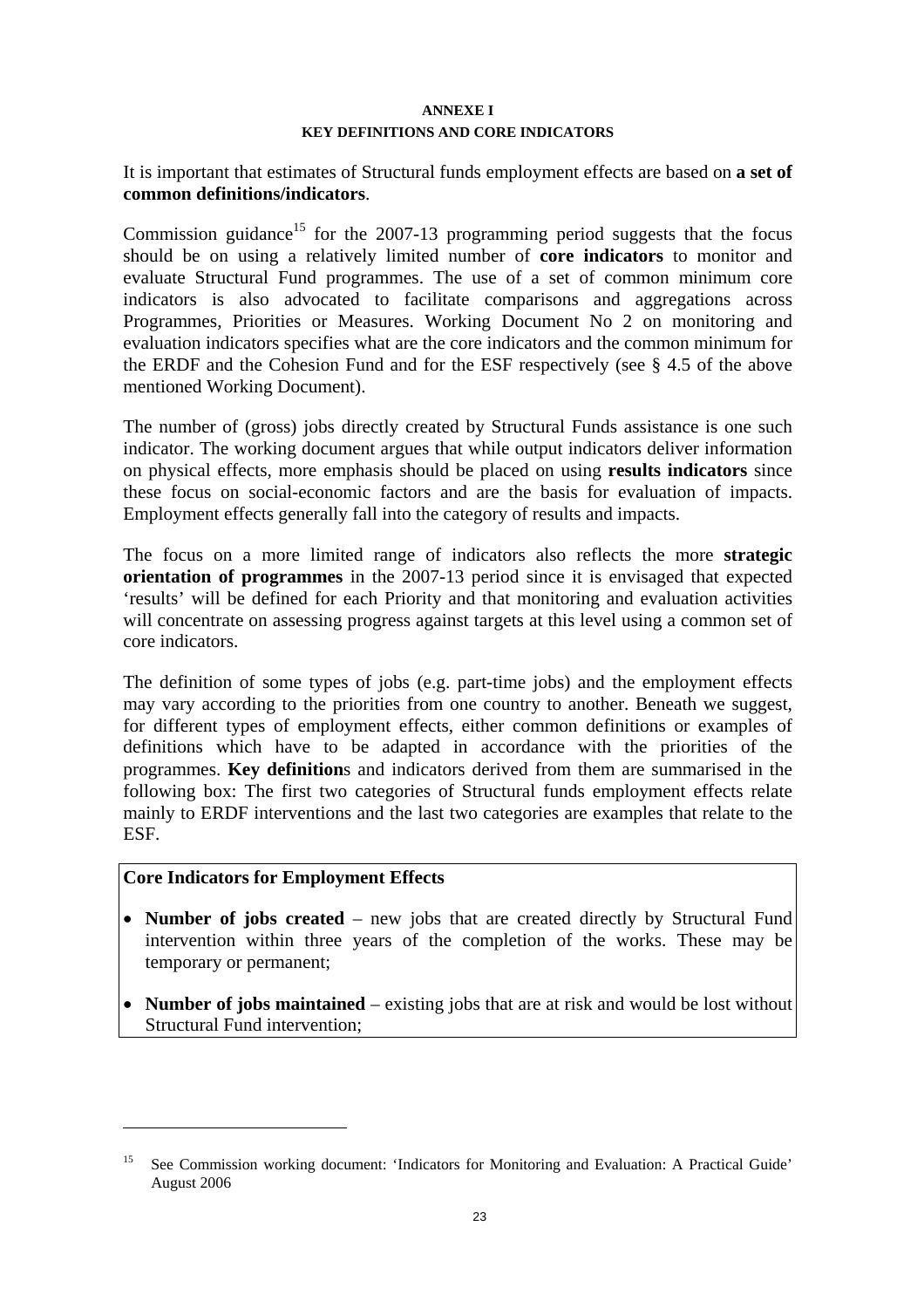**ANNEXE I**

**KEY DEFINITIONS AND CORE INDICATORS**

It is important that estimates of Structural funds employment effects are based on **a set of common definitions/indicators**.

Commission guidance[15] for the 2007-13 programming period suggests that the focus should be on using a relatively limited number of **core indicators** to monitor and evaluate Structural Fund programmes. The use of a set of common minimum core indicators is also advocated to facilitate comparisons and aggregations across Programmes, Priorities or Measures. Working Document No 2 on monitoring and evaluation indicators specifies what are the core indicators and the common minimum for the ERDF and the Cohesion Fund and for the ESF respectively (see § 4.5 of the above mentioned Working Document).

The number of (gross) jobs directly created by Structural Funds assistance is one such indicator. The working document argues that while output indicators deliver information on physical effects, more emphasis should be placed on using **results indicators** since these focus on social-economic factors and are the basis for evaluation of impacts. Employment effects generally fall into the category of results and impacts.

The focus on a more limited range of indicators also reflects the more **strategic orientation of programmes** in the 2007-13 period since it is envisaged that expected 'results' will be defined for each Priority and that monitoring and evaluation activities will concentrate on assessing progress against targets at this level using a common set of core indicators.

The definition of some types of jobs (e.g. part-time jobs) and the employment effects may vary according to the priorities from one country to another. Beneath we suggest, for different types of employment effects, either common definitions or examples of definitions which have to be adapted in accordance with the priorities of the programmes. **Key definition**s and indicators derived from them are summarised in the following box: The first two categories of Structural funds employment effects relate mainly to ERDF interventions and the last two categories are examples that relate to the ESF.

**Core Indicators for Employment Effects**

- **Number of jobs created** – new jobs that are created directly by Structural Fund intervention within three years of the completion of the works. These may be temporary or permanent;
- **Number of jobs maintained** – existing jobs that are at risk and would be lost without Structural Fund intervention;

[15] See Commission working document: 'Indicators for Monitoring and Evaluation: A Practical Guide' August 2006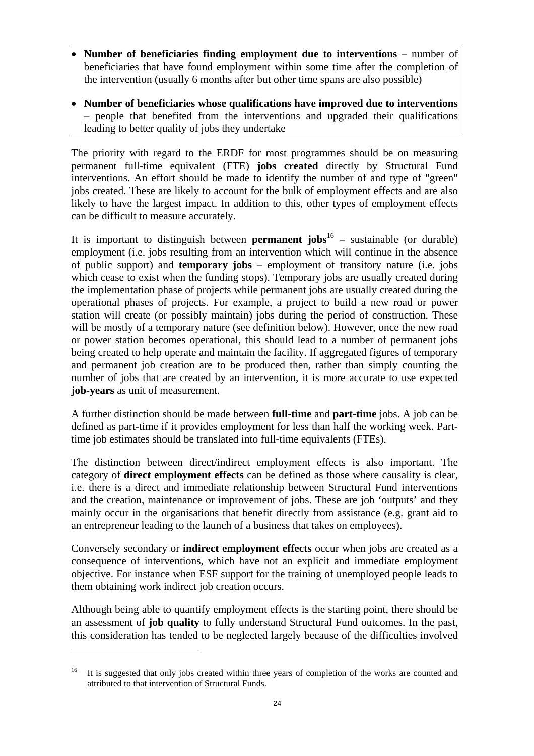- **Number of beneficiaries finding employment due to interventions** – number of beneficiaries that have found employment within some time after the completion of the intervention (usually 6 months after but other time spans are also possible)
- **Number of beneficiaries whose qualifications have improved due to interventions** – people that benefited from the interventions and upgraded their qualifications leading to better quality of jobs they undertake

The priority with regard to the ERDF for most programmes should be on measuring permanent full-time equivalent (FTE) **jobs created** directly by Structural Fund interventions. An effort should be made to identify the number of and type of "green" jobs created. These are likely to account for the bulk of employment effects and are also likely to have the largest impact. In addition to this, other types of employment effects can be difficult to measure accurately.

It is important to distinguish between **permanent jobs**[16] – sustainable (or durable) employment (i.e. jobs resulting from an intervention which will continue in the absence of public support) and **temporary jobs** – employment of transitory nature (i.e. jobs which cease to exist when the funding stops). Temporary jobs are usually created during the implementation phase of projects while permanent jobs are usually created during the operational phases of projects. For example, a project to build a new road or power station will create (or possibly maintain) jobs during the period of construction. These will be mostly of a temporary nature (see definition below). However, once the new road or power station becomes operational, this should lead to a number of permanent jobs being created to help operate and maintain the facility. If aggregated figures of temporary and permanent job creation are to be produced then, rather than simply counting the number of jobs that are created by an intervention, it is more accurate to use expected **job-years** as unit of measurement.

A further distinction should be made between **full-time** and **part-time** jobs. A job can be defined as part-time if it provides employment for less than half the working week. Part-time job estimates should be translated into full-time equivalents (FTEs).

The distinction between direct/indirect employment effects is also important. The category of **direct employment effects** can be defined as those where causality is clear, i.e. there is a direct and immediate relationship between Structural Fund interventions and the creation, maintenance or improvement of jobs. These are job 'outputs' and they mainly occur in the organisations that benefit directly from assistance (e.g. grant aid to an entrepreneur leading to the launch of a business that takes on employees).

Conversely secondary or **indirect employment effects** occur when jobs are created as a consequence of interventions, which have not an explicit and immediate employment objective. For instance when ESF support for the training of unemployed people leads to them obtaining work indirect job creation occurs.

Although being able to quantify employment effects is the starting point, there should be an assessment of **job quality** to fully understand Structural Fund outcomes. In the past, this consideration has tended to be neglected largely because of the difficulties involved

---

[16] It is suggested that only jobs created within three years of completion of the works are counted and attributed to that intervention of Structural Funds.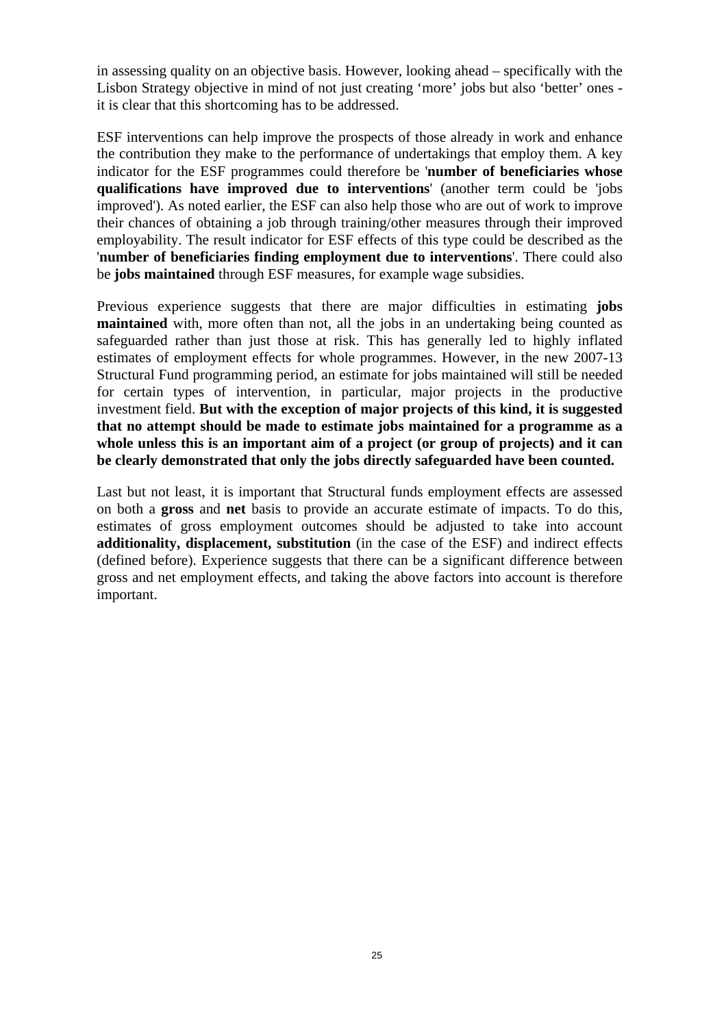in assessing quality on an objective basis. However, looking ahead – specifically with the Lisbon Strategy objective in mind of not just creating 'more' jobs but also 'better' ones - it is clear that this shortcoming has to be addressed.

ESF interventions can help improve the prospects of those already in work and enhance the contribution they make to the performance of undertakings that employ them. A key indicator for the ESF programmes could therefore be '**number of beneficiaries whose qualifications have improved due to interventions**' (another term could be 'jobs improved'). As noted earlier, the ESF can also help those who are out of work to improve their chances of obtaining a job through training/other measures through their improved employability. The result indicator for ESF effects of this type could be described as the '**number of beneficiaries finding employment due to interventions**'. There could also be **jobs maintained** through ESF measures, for example wage subsidies.

Previous experience suggests that there are major difficulties in estimating **jobs maintained** with, more often than not, all the jobs in an undertaking being counted as safeguarded rather than just those at risk. This has generally led to highly inflated estimates of employment effects for whole programmes. However, in the new 2007-13 Structural Fund programming period, an estimate for jobs maintained will still be needed for certain types of intervention, in particular, major projects in the productive investment field. **But with the exception of major projects of this kind, it is suggested that no attempt should be made to estimate jobs maintained for a programme as a whole unless this is an important aim of a project (or group of projects) and it can be clearly demonstrated that only the jobs directly safeguarded have been counted.**

Last but not least, it is important that Structural funds employment effects are assessed on both a **gross** and **net** basis to provide an accurate estimate of impacts. To do this, estimates of gross employment outcomes should be adjusted to take into account **additionality, displacement, substitution** (in the case of the ESF) and indirect effects (defined before). Experience suggests that there can be a significant difference between gross and net employment effects, and taking the above factors into account is therefore important.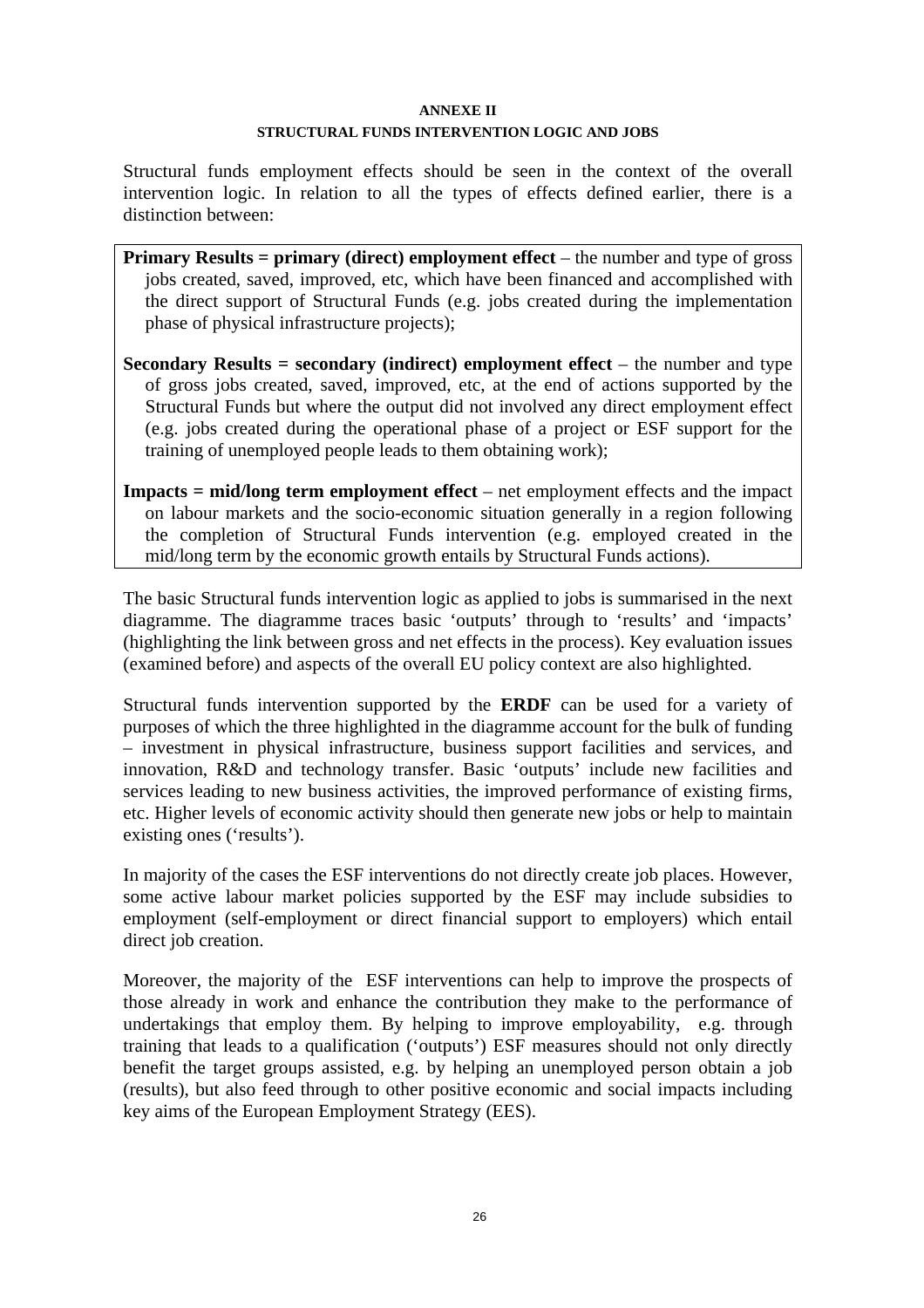## ANNEXE II

### STRUCTURAL FUNDS INTERVENTION LOGIC AND JOBS

Structural funds employment effects should be seen in the context of the overall intervention logic. In relation to all the types of effects defined earlier, there is a distinction between:

**Primary Results = primary (direct) employment effect** – the number and type of gross jobs created, saved, improved, etc, which have been financed and accomplished with the direct support of Structural Funds (e.g. jobs created during the implementation phase of physical infrastructure projects);

**Secondary Results = secondary (indirect) employment effect** – the number and type of gross jobs created, saved, improved, etc, at the end of actions supported by the Structural Funds but where the output did not involved any direct employment effect (e.g. jobs created during the operational phase of a project or ESF support for the training of unemployed people leads to them obtaining work);

**Impacts = mid/long term employment effect** – net employment effects and the impact on labour markets and the socio-economic situation generally in a region following the completion of Structural Funds intervention (e.g. employed created in the mid/long term by the economic growth entails by Structural Funds actions).

The basic Structural funds intervention logic as applied to jobs is summarised in the next diagramme. The diagramme traces basic 'outputs' through to 'results' and 'impacts' (highlighting the link between gross and net effects in the process). Key evaluation issues (examined before) and aspects of the overall EU policy context are also highlighted.

Structural funds intervention supported by the **ERDF** can be used for a variety of purposes of which the three highlighted in the diagramme account for the bulk of funding – investment in physical infrastructure, business support facilities and services, and innovation, R&D and technology transfer. Basic 'outputs' include new facilities and services leading to new business activities, the improved performance of existing firms, etc. Higher levels of economic activity should then generate new jobs or help to maintain existing ones ('results').

In majority of the cases the ESF interventions do not directly create job places. However, some active labour market policies supported by the ESF may include subsidies to employment (self-employment or direct financial support to employers) which entail direct job creation.

Moreover, the majority of the ESF interventions can help to improve the prospects of those already in work and enhance the contribution they make to the performance of undertakings that employ them. By helping to improve employability, e.g. through training that leads to a qualification ('outputs') ESF measures should not only directly benefit the target groups assisted, e.g. by helping an unemployed person obtain a job (results), but also feed through to other positive economic and social impacts including key aims of the European Employment Strategy (EES).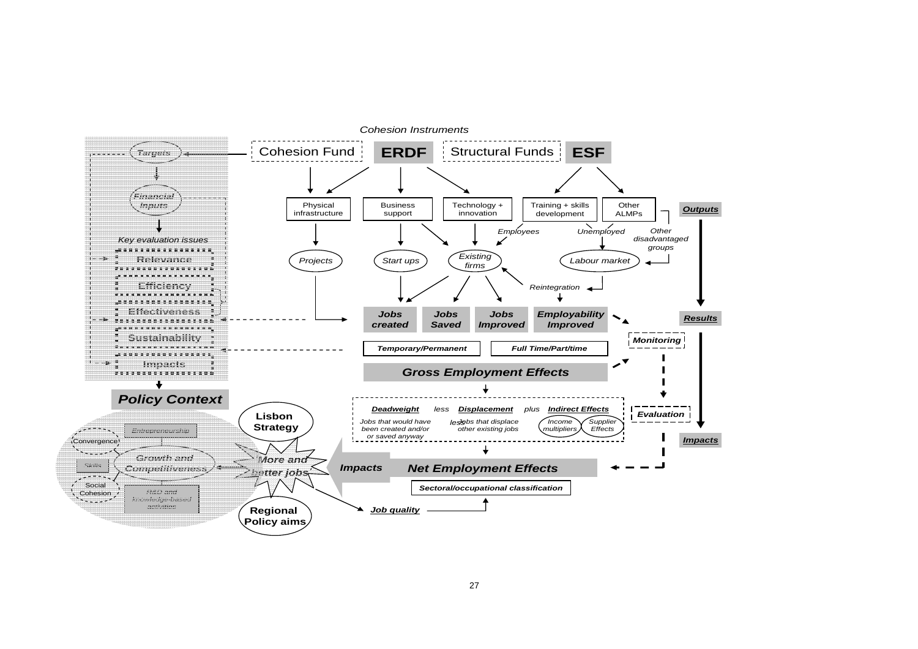*Cohesion Instruments*

Cohesion Fund | **ERDF** | Structural Funds | **ESF**

Physical infrastructure | Business support | Technology + innovation | Training + skills development | Other ALMPs | ***Outputs***

*Employees* | *Unemployed* | *Other disadvantaged groups*

*Projects* | *Start ups* | *Existing firms* | *Labour market*

*Reintegration*

***Jobs created*** | ***Jobs Saved*** | ***Jobs Improved*** | ***Employability Improved*** | ***Results***

***Monitoring***

***Temporary/Permanent*** | ***Full Time/Part/time***

***Gross Employment Effects***

***Deadweight*** *less* ***Displacement*** *plus* ***Indirect Effects***

*Jobs that would have been created and/or or saved anyway* | *less* | *Jobs that displace other existing jobs* | *Income multipliers* | *Supplier Effects*

***Evaluation***

***Impacts***

***Impacts*** | ***Net Employment Effects***

***Sectoral/occupational classification***

***Job quality***

*Targets*

*Financial inputs*

*Key evaluation issues*

- Relevance
- Efficiency
- Effectiveness
- Sustainability
- Impacts

***Policy Context***

**Lisbon Strategy**

*More and better jobs*

**Regional Policy aims**

*Entrepreneurship* | Convergence | Skills | *Growth and Competitiveness* | Social Cohesion | *R&D and knowledge-based activities*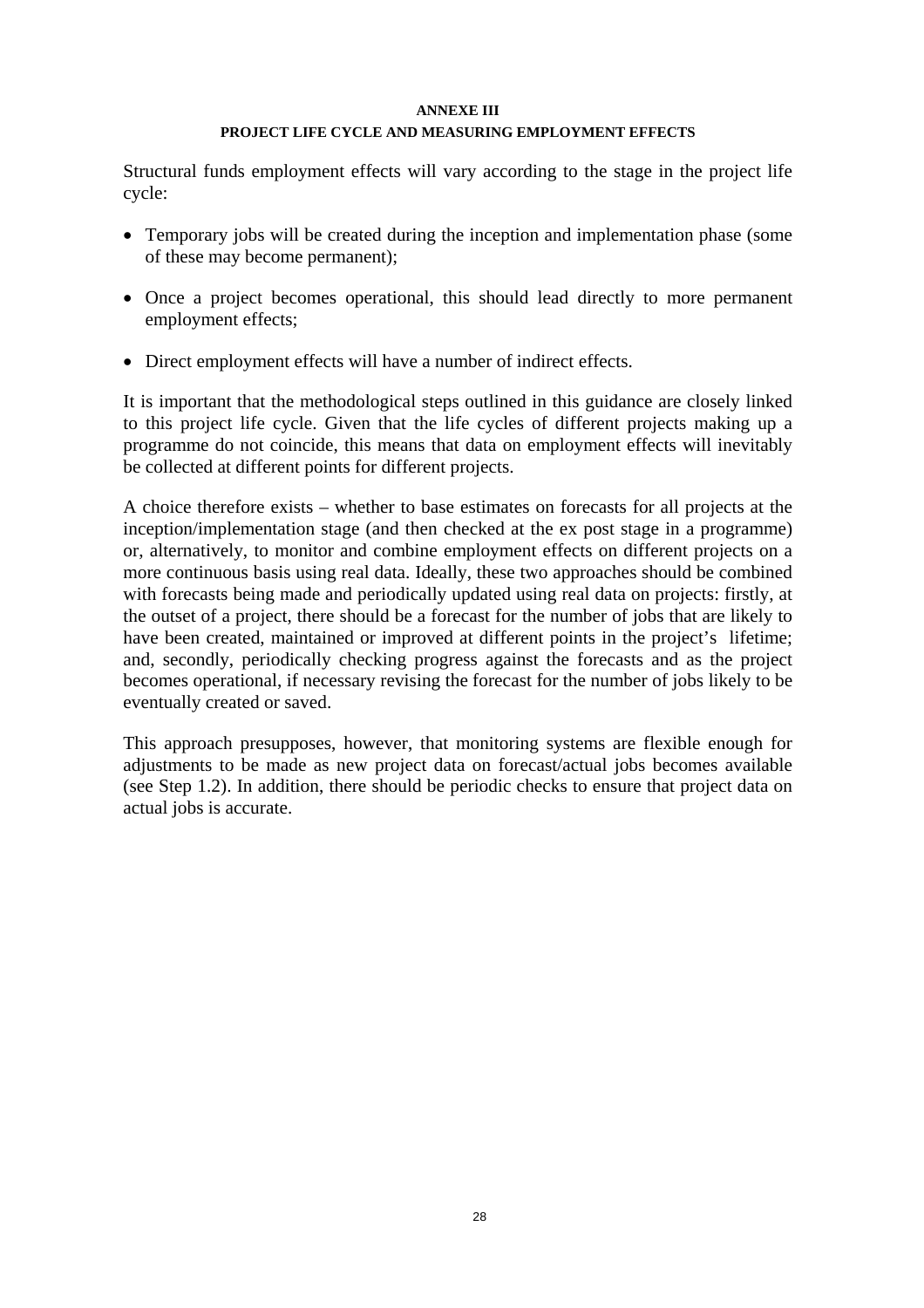**ANNEXE III**

**PROJECT LIFE CYCLE AND MEASURING EMPLOYMENT EFFECTS**

Structural funds employment effects will vary according to the stage in the project life cycle:

- Temporary jobs will be created during the inception and implementation phase (some of these may become permanent);
- Once a project becomes operational, this should lead directly to more permanent employment effects;
- Direct employment effects will have a number of indirect effects.

It is important that the methodological steps outlined in this guidance are closely linked to this project life cycle. Given that the life cycles of different projects making up a programme do not coincide, this means that data on employment effects will inevitably be collected at different points for different projects.

A choice therefore exists – whether to base estimates on forecasts for all projects at the inception/implementation stage (and then checked at the ex post stage in a programme) or, alternatively, to monitor and combine employment effects on different projects on a more continuous basis using real data. Ideally, these two approaches should be combined with forecasts being made and periodically updated using real data on projects: firstly, at the outset of a project, there should be a forecast for the number of jobs that are likely to have been created, maintained or improved at different points in the project's lifetime; and, secondly, periodically checking progress against the forecasts and as the project becomes operational, if necessary revising the forecast for the number of jobs likely to be eventually created or saved.

This approach presupposes, however, that monitoring systems are flexible enough for adjustments to be made as new project data on forecast/actual jobs becomes available (see Step 1.2). In addition, there should be periodic checks to ensure that project data on actual jobs is accurate.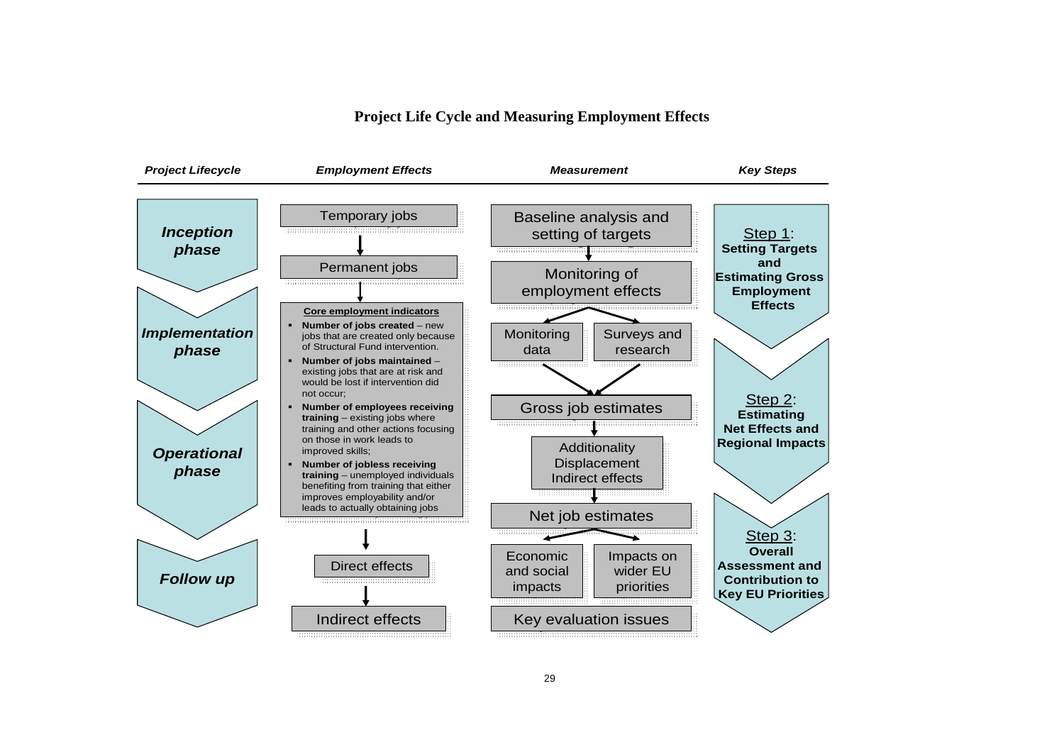**Project Life Cycle and Measuring Employment Effects**

| *Project Lifecycle* | *Employment Effects* | *Measurement* | *Key Steps* |
|---|---|---|---|
| ***Inception phase*** | Temporary jobs → Permanent jobs | Baseline analysis and setting of targets → Monitoring of employment effects | Step 1: **Setting Targets and Estimating Gross Employment Effects** |
| ***Implementation phase*** | **Core employment indicators** (see list below) | Monitoring data; Surveys and research → Gross job estimates | Step 2: **Estimating Net Effects and Regional Impacts** |
| ***Operational phase*** | | Additionality, Displacement, Indirect effects → Net job estimates | |
| ***Follow up*** | Direct effects → Indirect effects | Economic and social impacts; Impacts on wider EU priorities → Key evaluation issues | Step 3: **Overall Assessment and Contribution to Key EU Priorities** |

**Core employment indicators**

- **Number of jobs created** – new jobs that are created only because of Structural Fund intervention.
- **Number of jobs maintained** – existing jobs that are at risk and would be lost if intervention did not occur;
- **Number of employees receiving training** – existing jobs where training and other actions focusing on those in work leads to improved skills;
- **Number of jobless receiving training** – unemployed individuals benefiting from training that either improves employability and/or leads to actually obtaining jobs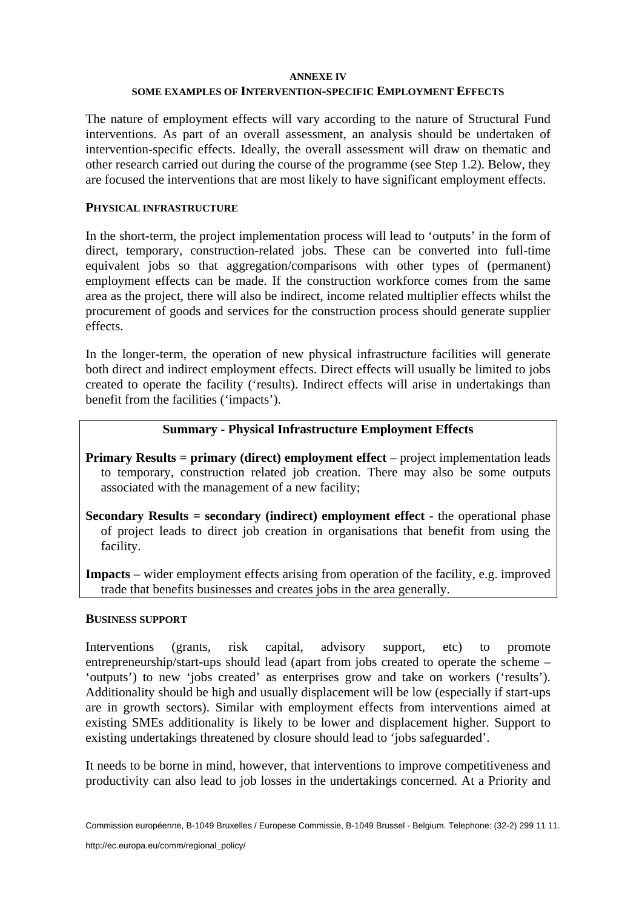**ANNEXE IV**

**SOME EXAMPLES OF INTERVENTION-SPECIFIC EMPLOYMENT EFFECTS**

The nature of employment effects will vary according to the nature of Structural Fund interventions. As part of an overall assessment, an analysis should be undertaken of intervention-specific effects. Ideally, the overall assessment will draw on thematic and other research carried out during the course of the programme (see Step 1.2). Below, they are focused the interventions that are most likely to have significant employment effects.

**PHYSICAL INFRASTRUCTURE**

In the short-term, the project implementation process will lead to 'outputs' in the form of direct, temporary, construction-related jobs. These can be converted into full-time equivalent jobs so that aggregation/comparisons with other types of (permanent) employment effects can be made. If the construction workforce comes from the same area as the project, there will also be indirect, income related multiplier effects whilst the procurement of goods and services for the construction process should generate supplier effects.

In the longer-term, the operation of new physical infrastructure facilities will generate both direct and indirect employment effects. Direct effects will usually be limited to jobs created to operate the facility ('results). Indirect effects will arise in undertakings than benefit from the facilities ('impacts').

**Summary - Physical Infrastructure Employment Effects**

**Primary Results = primary (direct) employment effect** – project implementation leads to temporary, construction related job creation. There may also be some outputs associated with the management of a new facility;

**Secondary Results = secondary (indirect) employment effect** - the operational phase of project leads to direct job creation in organisations that benefit from using the facility.

**Impacts** – wider employment effects arising from operation of the facility, e.g. improved trade that benefits businesses and creates jobs in the area generally.

**BUSINESS SUPPORT**

Interventions (grants, risk capital, advisory support, etc) to promote entrepreneurship/start-ups should lead (apart from jobs created to operate the scheme – 'outputs') to new 'jobs created' as enterprises grow and take on workers ('results'). Additionality should be high and usually displacement will be low (especially if start-ups are in growth sectors). Similar with employment effects from interventions aimed at existing SMEs additionality is likely to be lower and displacement higher. Support to existing undertakings threatened by closure should lead to 'jobs safeguarded'.

It needs to be borne in mind, however, that interventions to improve competitiveness and productivity can also lead to job losses in the undertakings concerned. At a Priority and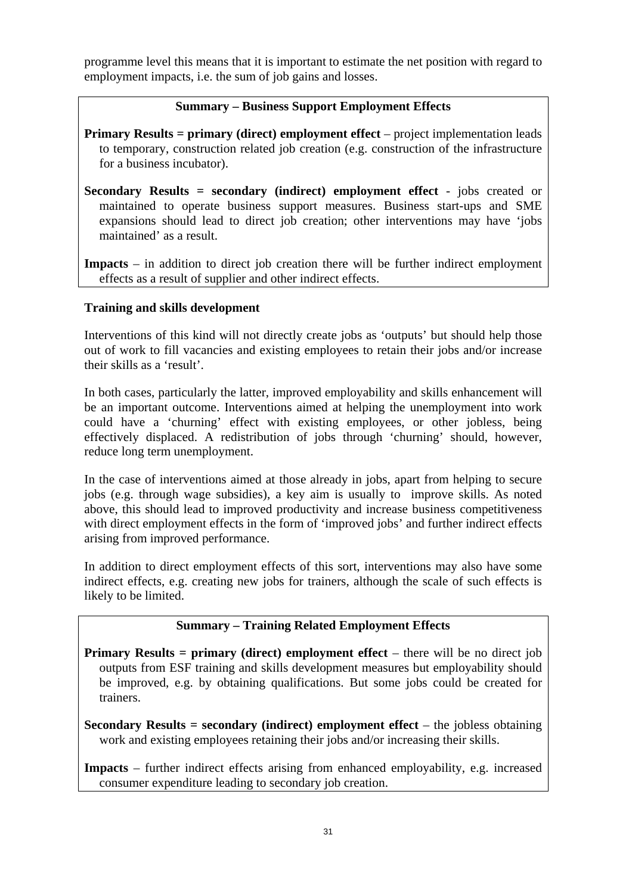programme level this means that it is important to estimate the net position with regard to employment impacts, i.e. the sum of job gains and losses.

**Summary – Business Support Employment Effects**

**Primary Results = primary (direct) employment effect** – project implementation leads to temporary, construction related job creation (e.g. construction of the infrastructure for a business incubator).

**Secondary Results = secondary (indirect) employment effect** - jobs created or maintained to operate business support measures. Business start-ups and SME expansions should lead to direct job creation; other interventions may have 'jobs maintained' as a result.

**Impacts** – in addition to direct job creation there will be further indirect employment effects as a result of supplier and other indirect effects.

**Training and skills development**

Interventions of this kind will not directly create jobs as 'outputs' but should help those out of work to fill vacancies and existing employees to retain their jobs and/or increase their skills as a 'result'.

In both cases, particularly the latter, improved employability and skills enhancement will be an important outcome. Interventions aimed at helping the unemployment into work could have a 'churning' effect with existing employees, or other jobless, being effectively displaced. A redistribution of jobs through 'churning' should, however, reduce long term unemployment.

In the case of interventions aimed at those already in jobs, apart from helping to secure jobs (e.g. through wage subsidies), a key aim is usually to improve skills. As noted above, this should lead to improved productivity and increase business competitiveness with direct employment effects in the form of 'improved jobs' and further indirect effects arising from improved performance.

In addition to direct employment effects of this sort, interventions may also have some indirect effects, e.g. creating new jobs for trainers, although the scale of such effects is likely to be limited.

**Summary – Training Related Employment Effects**

**Primary Results = primary (direct) employment effect** – there will be no direct job outputs from ESF training and skills development measures but employability should be improved, e.g. by obtaining qualifications. But some jobs could be created for trainers.

**Secondary Results = secondary (indirect) employment effect** – the jobless obtaining work and existing employees retaining their jobs and/or increasing their skills.

**Impacts** – further indirect effects arising from enhanced employability, e.g. increased consumer expenditure leading to secondary job creation.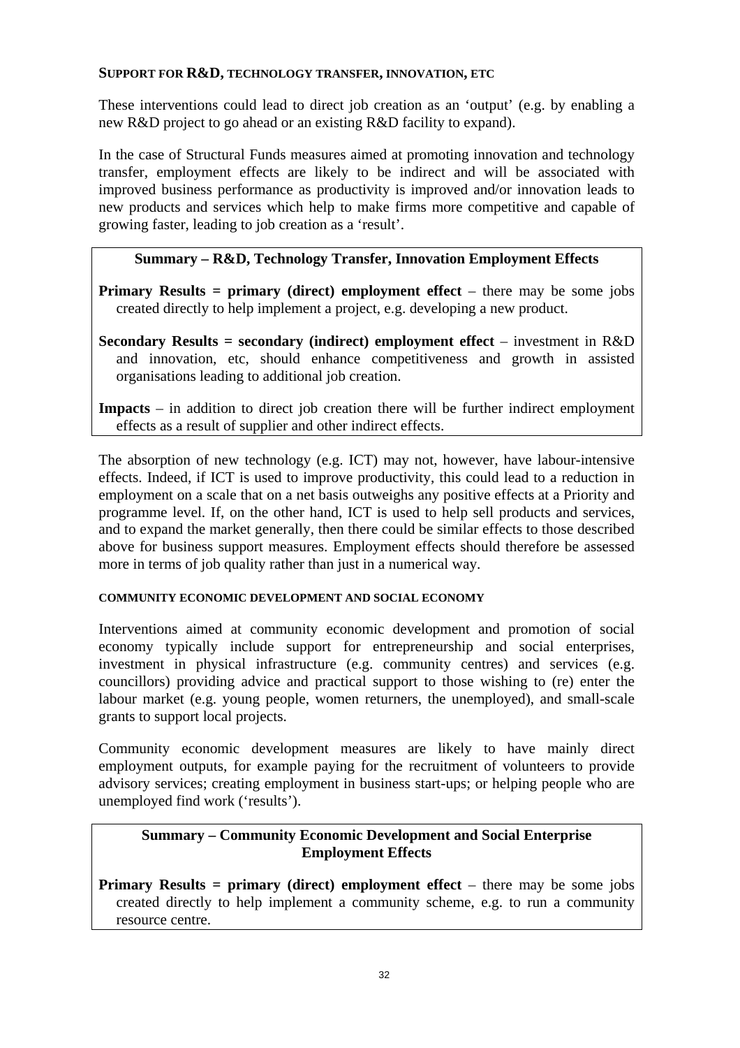#### SUPPORT FOR R&D, TECHNOLOGY TRANSFER, INNOVATION, ETC

These interventions could lead to direct job creation as an 'output' (e.g. by enabling a new R&D project to go ahead or an existing R&D facility to expand).

In the case of Structural Funds measures aimed at promoting innovation and technology transfer, employment effects are likely to be indirect and will be associated with improved business performance as productivity is improved and/or innovation leads to new products and services which help to make firms more competitive and capable of growing faster, leading to job creation as a 'result'.

**Summary – R&D, Technology Transfer, Innovation Employment Effects**

**Primary Results = primary (direct) employment effect** – there may be some jobs created directly to help implement a project, e.g. developing a new product.

**Secondary Results = secondary (indirect) employment effect** – investment in R&D and innovation, etc, should enhance competitiveness and growth in assisted organisations leading to additional job creation.

**Impacts** – in addition to direct job creation there will be further indirect employment effects as a result of supplier and other indirect effects.

The absorption of new technology (e.g. ICT) may not, however, have labour-intensive effects. Indeed, if ICT is used to improve productivity, this could lead to a reduction in employment on a scale that on a net basis outweighs any positive effects at a Priority and programme level. If, on the other hand, ICT is used to help sell products and services, and to expand the market generally, then there could be similar effects to those described above for business support measures. Employment effects should therefore be assessed more in terms of job quality rather than just in a numerical way.

#### COMMUNITY ECONOMIC DEVELOPMENT AND SOCIAL ECONOMY

Interventions aimed at community economic development and promotion of social economy typically include support for entrepreneurship and social enterprises, investment in physical infrastructure (e.g. community centres) and services (e.g. councillors) providing advice and practical support to those wishing to (re) enter the labour market (e.g. young people, women returners, the unemployed), and small-scale grants to support local projects.

Community economic development measures are likely to have mainly direct employment outputs, for example paying for the recruitment of volunteers to provide advisory services; creating employment in business start-ups; or helping people who are unemployed find work ('results').

**Summary – Community Economic Development and Social Enterprise Employment Effects**

**Primary Results = primary (direct) employment effect** – there may be some jobs created directly to help implement a community scheme, e.g. to run a community resource centre.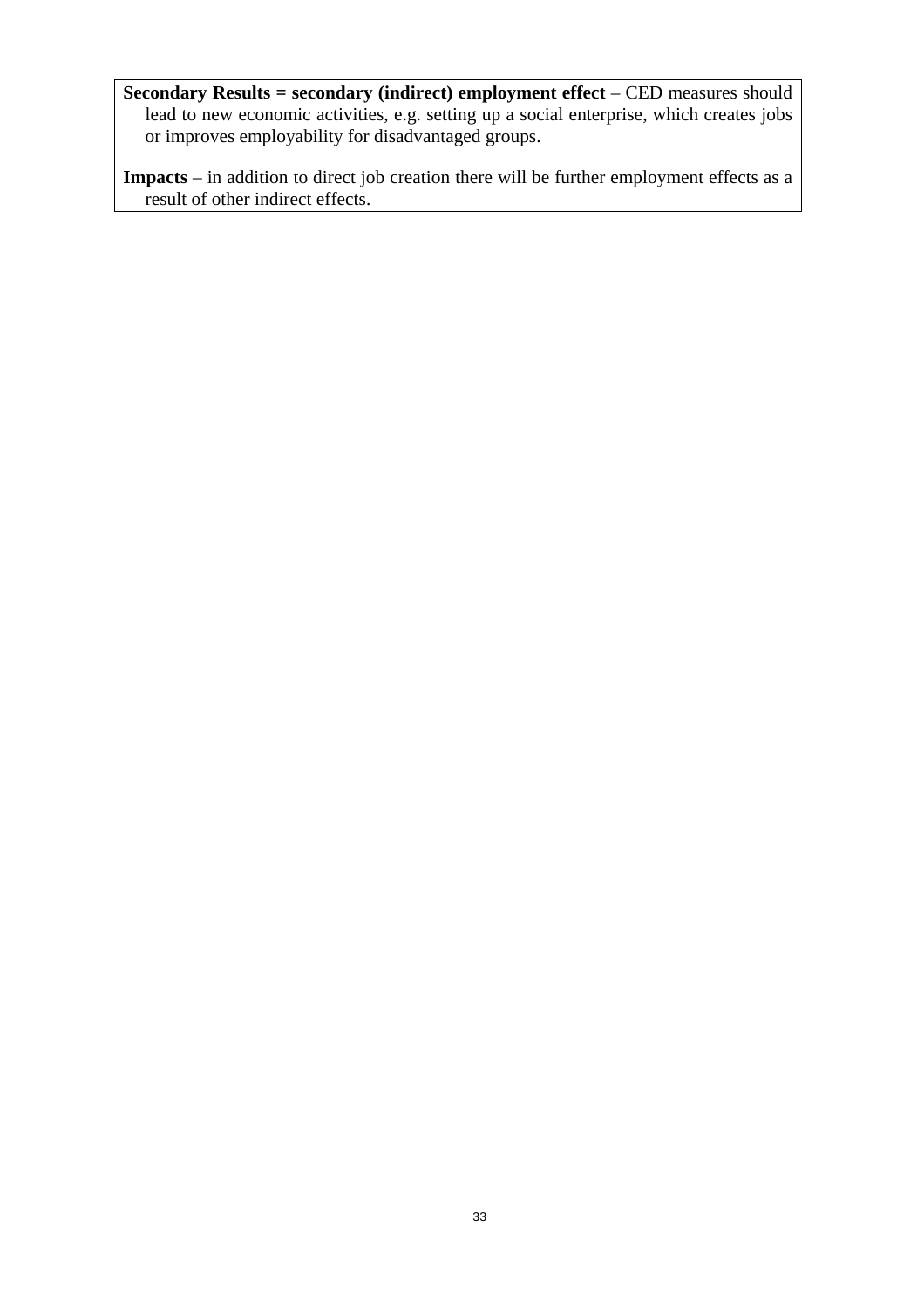**Secondary Results = secondary (indirect) employment effect** – CED measures should lead to new economic activities, e.g. setting up a social enterprise, which creates jobs or improves employability for disadvantaged groups.

**Impacts** – in addition to direct job creation there will be further employment effects as a result of other indirect effects.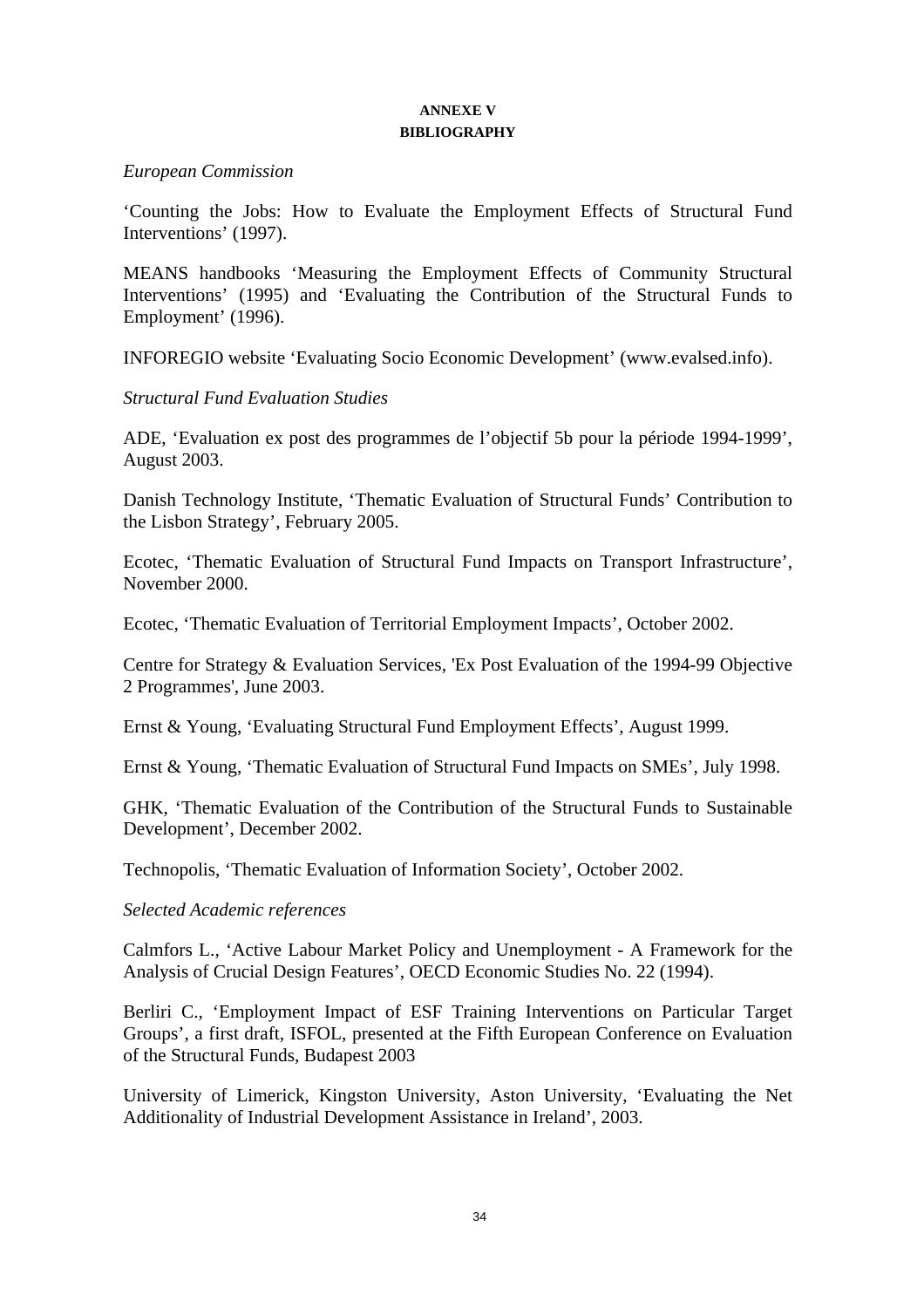# ANNEXE V
## BIBLIOGRAPHY

*European Commission*

'Counting the Jobs: How to Evaluate the Employment Effects of Structural Fund Interventions' (1997).

MEANS handbooks 'Measuring the Employment Effects of Community Structural Interventions' (1995) and 'Evaluating the Contribution of the Structural Funds to Employment' (1996).

INFOREGIO website 'Evaluating Socio Economic Development' (www.evalsed.info).

*Structural Fund Evaluation Studies*

ADE, 'Evaluation ex post des programmes de l'objectif 5b pour la période 1994-1999', August 2003.

Danish Technology Institute, 'Thematic Evaluation of Structural Funds' Contribution to the Lisbon Strategy', February 2005.

Ecotec, 'Thematic Evaluation of Structural Fund Impacts on Transport Infrastructure', November 2000.

Ecotec, 'Thematic Evaluation of Territorial Employment Impacts', October 2002.

Centre for Strategy & Evaluation Services, 'Ex Post Evaluation of the 1994-99 Objective 2 Programmes', June 2003.

Ernst & Young, 'Evaluating Structural Fund Employment Effects', August 1999.

Ernst & Young, 'Thematic Evaluation of Structural Fund Impacts on SMEs', July 1998.

GHK, 'Thematic Evaluation of the Contribution of the Structural Funds to Sustainable Development', December 2002.

Technopolis, 'Thematic Evaluation of Information Society', October 2002.

*Selected Academic references*

Calmfors L., 'Active Labour Market Policy and Unemployment - A Framework for the Analysis of Crucial Design Features', OECD Economic Studies No. 22 (1994).

Berliri C., 'Employment Impact of ESF Training Interventions on Particular Target Groups', a first draft, ISFOL, presented at the Fifth European Conference on Evaluation of the Structural Funds, Budapest 2003

University of Limerick, Kingston University, Aston University, 'Evaluating the Net Additionality of Industrial Development Assistance in Ireland', 2003.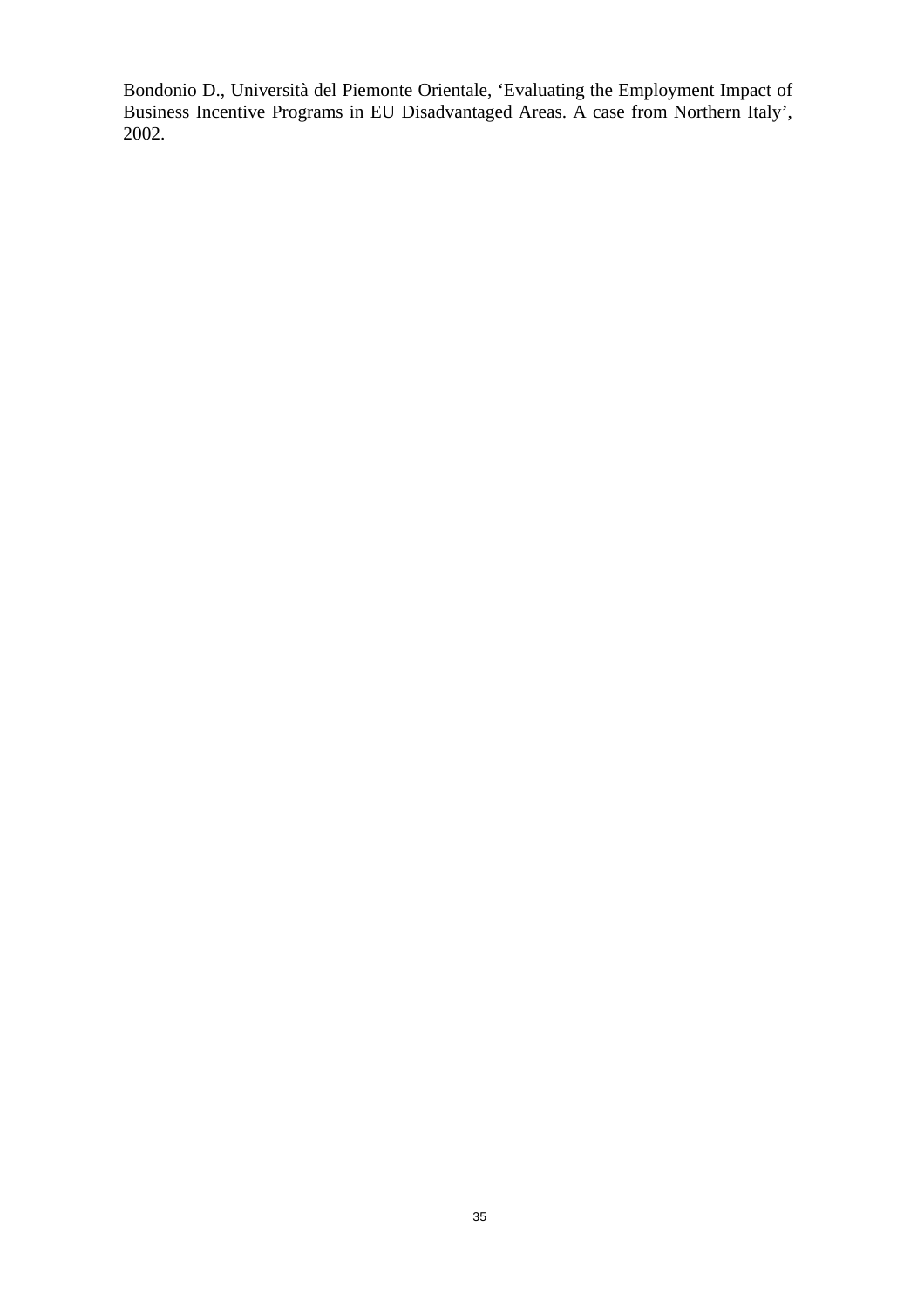Bondonio D., Università del Piemonte Orientale, 'Evaluating the Employment Impact of Business Incentive Programs in EU Disadvantaged Areas. A case from Northern Italy', 2002.